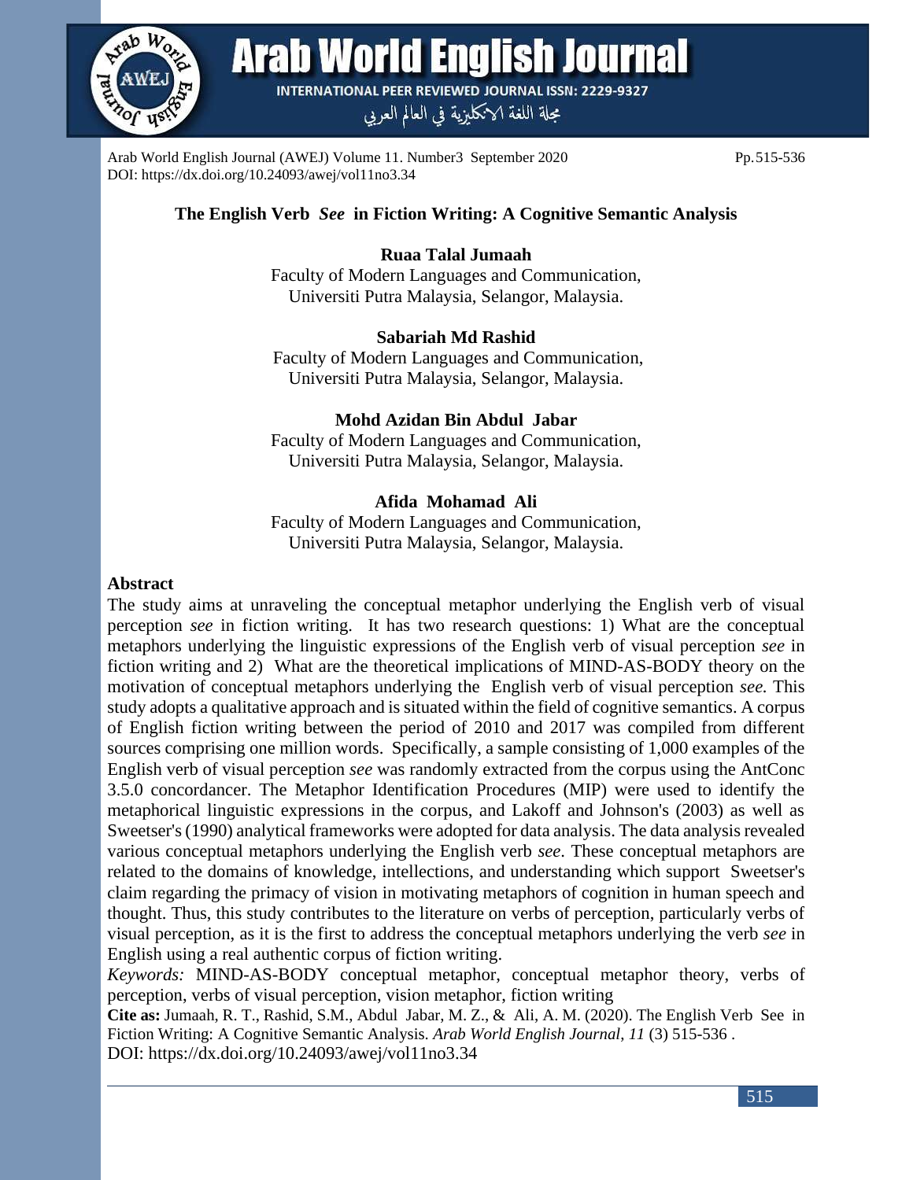# The English Verb *See* in Fiction Writing: A Cognitive Semantic Analysis

**Ruaa Talal Jumaah**
Faculty of Modern Languages and Communication,
Universiti Putra Malaysia, Selangor, Malaysia.

**Sabariah Md Rashid**
Faculty of Modern Languages and Communication,
Universiti Putra Malaysia, Selangor, Malaysia.

**Mohd Azidan Bin Abdul Jabar**
Faculty of Modern Languages and Communication,
Universiti Putra Malaysia, Selangor, Malaysia.

**Afida Mohamad Ali**
Faculty of Modern Languages and Communication,
Universiti Putra Malaysia, Selangor, Malaysia.

## Abstract

The study aims at unraveling the conceptual metaphor underlying the English verb of visual perception *see* in fiction writing. It has two research questions: 1) What are the conceptual metaphors underlying the linguistic expressions of the English verb of visual perception *see* in fiction writing and 2) What are the theoretical implications of MIND-AS-BODY theory on the motivation of conceptual metaphors underlying the English verb of visual perception *see.* This study adopts a qualitative approach and is situated within the field of cognitive semantics. A corpus of English fiction writing between the period of 2010 and 2017 was compiled from different sources comprising one million words. Specifically, a sample consisting of 1,000 examples of the English verb of visual perception *see* was randomly extracted from the corpus using the AntConc 3.5.0 concordancer. The Metaphor Identification Procedures (MIP) were used to identify the metaphorical linguistic expressions in the corpus, and Lakoff and Johnson's (2003) as well as Sweetser's (1990) analytical frameworks were adopted for data analysis. The data analysis revealed various conceptual metaphors underlying the English verb *see*. These conceptual metaphors are related to the domains of knowledge, intellections, and understanding which support Sweetser's claim regarding the primacy of vision in motivating metaphors of cognition in human speech and thought. Thus, this study contributes to the literature on verbs of perception, particularly verbs of visual perception, as it is the first to address the conceptual metaphors underlying the verb *see* in English using a real authentic corpus of fiction writing.

*Keywords:* MIND-AS-BODY conceptual metaphor, conceptual metaphor theory, verbs of perception, verbs of visual perception, vision metaphor, fiction writing

**Cite as:** Jumaah, R. T., Rashid, S.M., Abdul Jabar, M. Z., & Ali, A. M. (2020). The English Verb See in Fiction Writing: A Cognitive Semantic Analysis. *Arab World English Journal*, *11* (3) 515-536 .
DOI: https://dx.doi.org/10.24093/awej/vol11no3.34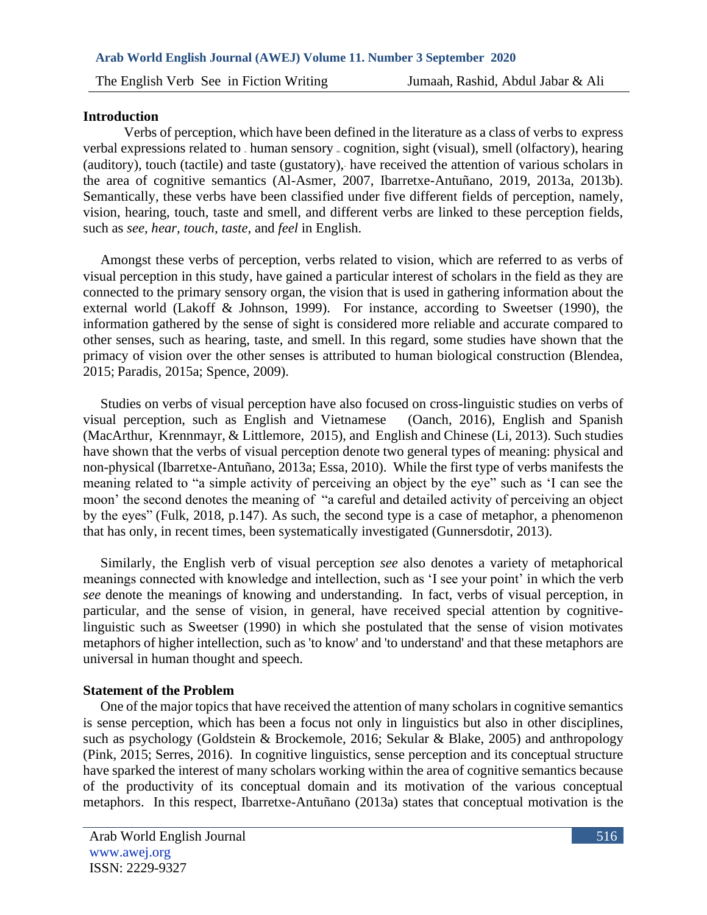## Introduction

Verbs of perception, which have been defined in the literature as a class of verbs to express verbal expressions related to human sensory cognition, sight (visual), smell (olfactory), hearing (auditory), touch (tactile) and taste (gustatory), have received the attention of various scholars in the area of cognitive semantics (Al-Asmer, 2007, Ibarretxe-Antuñano, 2019, 2013a, 2013b). Semantically, these verbs have been classified under five different fields of perception, namely, vision, hearing, touch, taste and smell, and different verbs are linked to these perception fields, such as *see, hear, touch, taste,* and *feel* in English.

Amongst these verbs of perception, verbs related to vision, which are referred to as verbs of visual perception in this study, have gained a particular interest of scholars in the field as they are connected to the primary sensory organ, the vision that is used in gathering information about the external world (Lakoff & Johnson, 1999). For instance, according to Sweetser (1990), the information gathered by the sense of sight is considered more reliable and accurate compared to other senses, such as hearing, taste, and smell. In this regard, some studies have shown that the primacy of vision over the other senses is attributed to human biological construction (Blendea, 2015; Paradis, 2015a; Spence, 2009).

Studies on verbs of visual perception have also focused on cross-linguistic studies on verbs of visual perception, such as English and Vietnamese (Oanch, 2016), English and Spanish (MacArthur, Krennmayr, & Littlemore, 2015), and English and Chinese (Li, 2013). Such studies have shown that the verbs of visual perception denote two general types of meaning: physical and non-physical (Ibarretxe-Antuñano, 2013a; Essa, 2010). While the first type of verbs manifests the meaning related to "a simple activity of perceiving an object by the eye" such as 'I can see the moon' the second denotes the meaning of "a careful and detailed activity of perceiving an object by the eyes" (Fulk, 2018, p.147). As such, the second type is a case of metaphor, a phenomenon that has only, in recent times, been systematically investigated (Gunnersdotir, 2013).

Similarly, the English verb of visual perception *see* also denotes a variety of metaphorical meanings connected with knowledge and intellection, such as 'I see your point' in which the verb *see* denote the meanings of knowing and understanding. In fact, verbs of visual perception, in particular, and the sense of vision, in general, have received special attention by cognitive-linguistic such as Sweetser (1990) in which she postulated that the sense of vision motivates metaphors of higher intellection, such as 'to know' and 'to understand' and that these metaphors are universal in human thought and speech.

## Statement of the Problem

One of the major topics that have received the attention of many scholars in cognitive semantics is sense perception, which has been a focus not only in linguistics but also in other disciplines, such as psychology (Goldstein & Brockemole, 2016; Sekular & Blake, 2005) and anthropology (Pink, 2015; Serres, 2016). In cognitive linguistics, sense perception and its conceptual structure have sparked the interest of many scholars working within the area of cognitive semantics because of the productivity of its conceptual domain and its motivation of the various conceptual metaphors. In this respect, Ibarretxe-Antuñano (2013a) states that conceptual motivation is the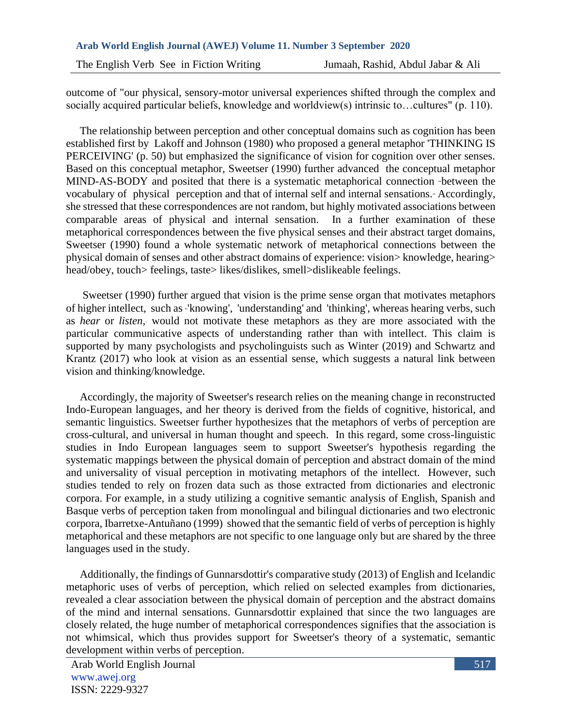outcome of "our physical, sensory-motor universal experiences shifted through the complex and socially acquired particular beliefs, knowledge and worldview(s) intrinsic to…cultures" (p. 110).

The relationship between perception and other conceptual domains such as cognition has been established first by Lakoff and Johnson (1980) who proposed a general metaphor 'THINKING IS PERCEIVING' (p. 50) but emphasized the significance of vision for cognition over other senses. Based on this conceptual metaphor, Sweetser (1990) further advanced the conceptual metaphor MIND-AS-BODY and posited that there is a systematic metaphorical connection "between the vocabulary of physical perception and that of internal self and internal sensations." Accordingly, she stressed that these correspondences are not random, but highly motivated associations between comparable areas of physical and internal sensation. In a further examination of these metaphorical correspondences between the five physical senses and their abstract target domains, Sweetser (1990) found a whole systematic network of metaphorical connections between the physical domain of senses and other abstract domains of experience: vision> knowledge, hearing> head/obey, touch> feelings, taste> likes/dislikes, smell>dislikeable feelings.

Sweetser (1990) further argued that vision is the prime sense organ that motivates metaphors of higher intellect, such as "'knowing', 'understanding' and 'thinking', whereas hearing verbs, such as *hear* or *listen*," would not motivate these metaphors as they are more associated with the particular communicative aspects of understanding rather than with intellect. This claim is supported by many psychologists and psycholinguists such as Winter (2019) and Schwartz and Krantz (2017) who look at vision as an essential sense, which suggests a natural link between vision and thinking/knowledge.

Accordingly, the majority of Sweetser's research relies on the meaning change in reconstructed Indo-European languages, and her theory is derived from the fields of cognitive, historical, and semantic linguistics. Sweetser further hypothesizes that the metaphors of verbs of perception are cross-cultural, and universal in human thought and speech. In this regard, some cross-linguistic studies in Indo European languages seem to support Sweetser's hypothesis regarding the systematic mappings between the physical domain of perception and abstract domain of the mind and universality of visual perception in motivating metaphors of the intellect. However, such studies tended to rely on frozen data such as those extracted from dictionaries and electronic corpora. For example, in a study utilizing a cognitive semantic analysis of English, Spanish and Basque verbs of perception taken from monolingual and bilingual dictionaries and two electronic corpora, Ibarretxe-Antuñano (1999) showed that the semantic field of verbs of perception is highly metaphorical and these metaphors are not specific to one language only but are shared by the three languages used in the study.

Additionally, the findings of Gunnarsdottir's comparative study (2013) of English and Icelandic metaphoric uses of verbs of perception, which relied on selected examples from dictionaries, revealed a clear association between the physical domain of perception and the abstract domains of the mind and internal sensations. Gunnarsdottir explained that since the two languages are closely related, the huge number of metaphorical correspondences signifies that the association is not whimsical, which thus provides support for Sweetser's theory of a systematic, semantic development within verbs of perception.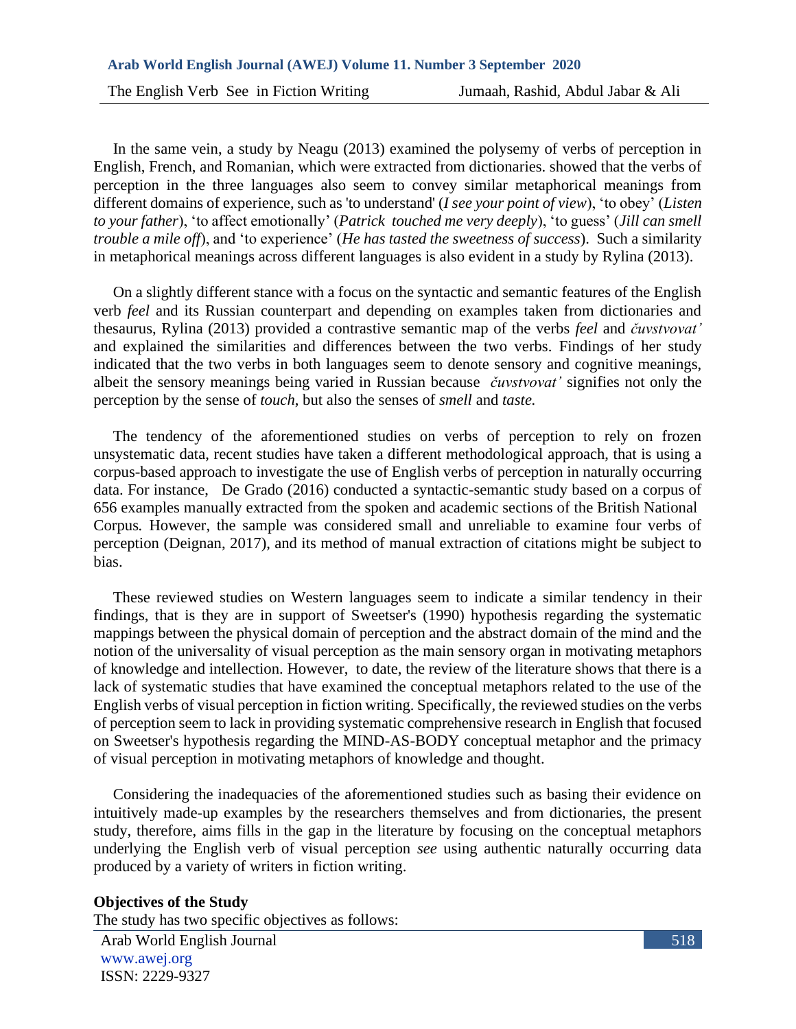In the same vein, a study by Neagu (2013) examined the polysemy of verbs of perception in English, French, and Romanian, which were extracted from dictionaries. showed that the verbs of perception in the three languages also seem to convey similar metaphorical meanings from different domains of experience, such as 'to understand' (*I see your point of view*), 'to obey' (*Listen to your father*), 'to affect emotionally' (*Patrick touched me very deeply*), 'to guess' (*Jill can smell trouble a mile off*), and 'to experience' (*He has tasted the sweetness of success*). Such a similarity in metaphorical meanings across different languages is also evident in a study by Rylina (2013).

On a slightly different stance with a focus on the syntactic and semantic features of the English verb *feel* and its Russian counterpart and depending on examples taken from dictionaries and thesaurus, Rylina (2013) provided a contrastive semantic map of the verbs *feel* and *čuvstvovat'* and explained the similarities and differences between the two verbs. Findings of her study indicated that the two verbs in both languages seem to denote sensory and cognitive meanings, albeit the sensory meanings being varied in Russian because *čuvstvovat'* signifies not only the perception by the sense of *touch*, but also the senses of *smell* and *taste.*

The tendency of the aforementioned studies on verbs of perception to rely on frozen unsystematic data, recent studies have taken a different methodological approach, that is using a corpus-based approach to investigate the use of English verbs of perception in naturally occurring data. For instance, De Grado (2016) conducted a syntactic-semantic study based on a corpus of 656 examples manually extracted from the spoken and academic sections of the British National Corpus. However, the sample was considered small and unreliable to examine four verbs of perception (Deignan, 2017), and its method of manual extraction of citations might be subject to bias.

These reviewed studies on Western languages seem to indicate a similar tendency in their findings, that is they are in support of Sweetser's (1990) hypothesis regarding the systematic mappings between the physical domain of perception and the abstract domain of the mind and the notion of the universality of visual perception as the main sensory organ in motivating metaphors of knowledge and intellection. However, to date, the review of the literature shows that there is a lack of systematic studies that have examined the conceptual metaphors related to the use of the English verbs of visual perception in fiction writing. Specifically, the reviewed studies on the verbs of perception seem to lack in providing systematic comprehensive research in English that focused on Sweetser's hypothesis regarding the MIND-AS-BODY conceptual metaphor and the primacy of visual perception in motivating metaphors of knowledge and thought.

Considering the inadequacies of the aforementioned studies such as basing their evidence on intuitively made-up examples by the researchers themselves and from dictionaries, the present study, therefore, aims fills in the gap in the literature by focusing on the conceptual metaphors underlying the English verb of visual perception *see* using authentic naturally occurring data produced by a variety of writers in fiction writing.

**Objectives of the Study**

The study has two specific objectives as follows: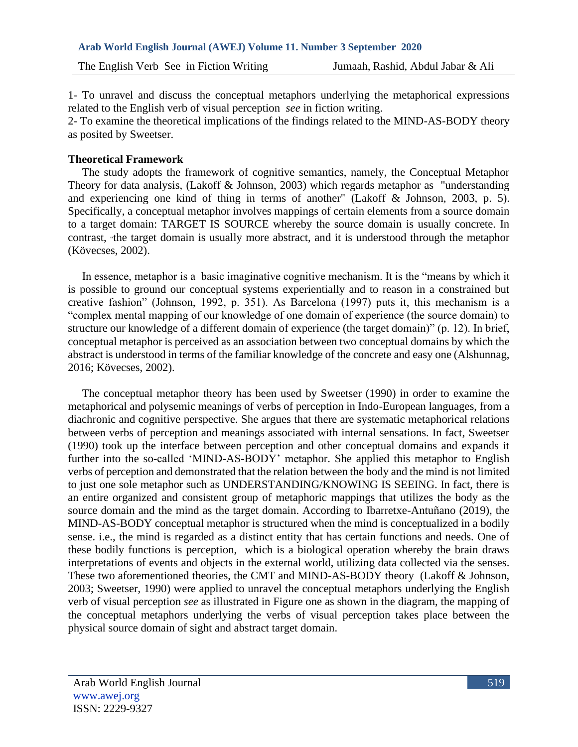1- To unravel and discuss the conceptual metaphors underlying the metaphorical expressions related to the English verb of visual perception *see* in fiction writing.
2- To examine the theoretical implications of the findings related to the MIND-AS-BODY theory as posited by Sweetser.

### Theoretical Framework

The study adopts the framework of cognitive semantics, namely, the Conceptual Metaphor Theory for data analysis, (Lakoff & Johnson, 2003) which regards metaphor as "understanding and experiencing one kind of thing in terms of another" (Lakoff & Johnson, 2003, p. 5). Specifically, a conceptual metaphor involves mappings of certain elements from a source domain to a target domain: TARGET IS SOURCE whereby the source domain is usually concrete. In contrast, the target domain is usually more abstract, and it is understood through the metaphor (Kövecses, 2002).

In essence, metaphor is a basic imaginative cognitive mechanism. It is the "means by which it is possible to ground our conceptual systems experientially and to reason in a constrained but creative fashion" (Johnson, 1992, p. 351). As Barcelona (1997) puts it, this mechanism is a "complex mental mapping of our knowledge of one domain of experience (the source domain) to structure our knowledge of a different domain of experience (the target domain)" (p. 12). In brief, conceptual metaphor is perceived as an association between two conceptual domains by which the abstract is understood in terms of the familiar knowledge of the concrete and easy one (Alshunnag, 2016; Kövecses, 2002).

The conceptual metaphor theory has been used by Sweetser (1990) in order to examine the metaphorical and polysemic meanings of verbs of perception in Indo-European languages, from a diachronic and cognitive perspective. She argues that there are systematic metaphorical relations between verbs of perception and meanings associated with internal sensations. In fact, Sweetser (1990) took up the interface between perception and other conceptual domains and expands it further into the so-called 'MIND-AS-BODY' metaphor. She applied this metaphor to English verbs of perception and demonstrated that the relation between the body and the mind is not limited to just one sole metaphor such as UNDERSTANDING/KNOWING IS SEEING. In fact, there is an entire organized and consistent group of metaphoric mappings that utilizes the body as the source domain and the mind as the target domain. According to Ibarretxe-Antuñano (2019), the MIND-AS-BODY conceptual metaphor is structured when the mind is conceptualized in a bodily sense. i.e., the mind is regarded as a distinct entity that has certain functions and needs. One of these bodily functions is perception, which is a biological operation whereby the brain draws interpretations of events and objects in the external world, utilizing data collected via the senses. These two aforementioned theories, the CMT and MIND-AS-BODY theory (Lakoff & Johnson, 2003; Sweetser, 1990) were applied to unravel the conceptual metaphors underlying the English verb of visual perception *see* as illustrated in Figure one as shown in the diagram, the mapping of the conceptual metaphors underlying the verbs of visual perception takes place between the physical source domain of sight and abstract target domain.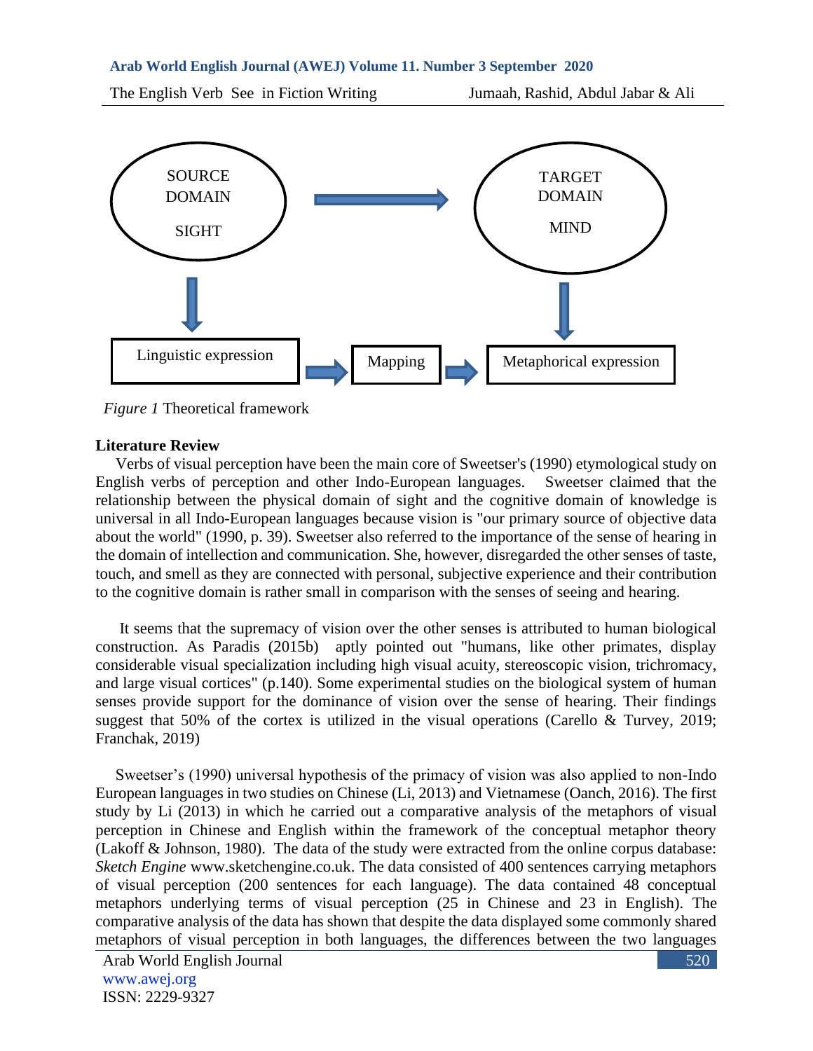Figure 1 Theoretical framework

**Literature Review**

Verbs of visual perception have been the main core of Sweetser's (1990) etymological study on English verbs of perception and other Indo-European languages. Sweetser claimed that the relationship between the physical domain of sight and the cognitive domain of knowledge is universal in all Indo-European languages because vision is "our primary source of objective data about the world" (1990, p. 39). Sweetser also referred to the importance of the sense of hearing in the domain of intellection and communication. She, however, disregarded the other senses of taste, touch, and smell as they are connected with personal, subjective experience and their contribution to the cognitive domain is rather small in comparison with the senses of seeing and hearing.

It seems that the supremacy of vision over the other senses is attributed to human biological construction. As Paradis (2015b) aptly pointed out "humans, like other primates, display considerable visual specialization including high visual acuity, stereoscopic vision, trichromacy, and large visual cortices" (p.140). Some experimental studies on the biological system of human senses provide support for the dominance of vision over the sense of hearing. Their findings suggest that 50% of the cortex is utilized in the visual operations (Carello & Turvey, 2019; Franchak, 2019)

Sweetser's (1990) universal hypothesis of the primacy of vision was also applied to non-Indo European languages in two studies on Chinese (Li, 2013) and Vietnamese (Oanch, 2016). The first study by Li (2013) in which he carried out a comparative analysis of the metaphors of visual perception in Chinese and English within the framework of the conceptual metaphor theory (Lakoff & Johnson, 1980). The data of the study were extracted from the online corpus database: *Sketch Engine* www.sketchengine.co.uk. The data consisted of 400 sentences carrying metaphors of visual perception (200 sentences for each language). The data contained 48 conceptual metaphors underlying terms of visual perception (25 in Chinese and 23 in English). The comparative analysis of the data has shown that despite the data displayed some commonly shared metaphors of visual perception in both languages, the differences between the two languages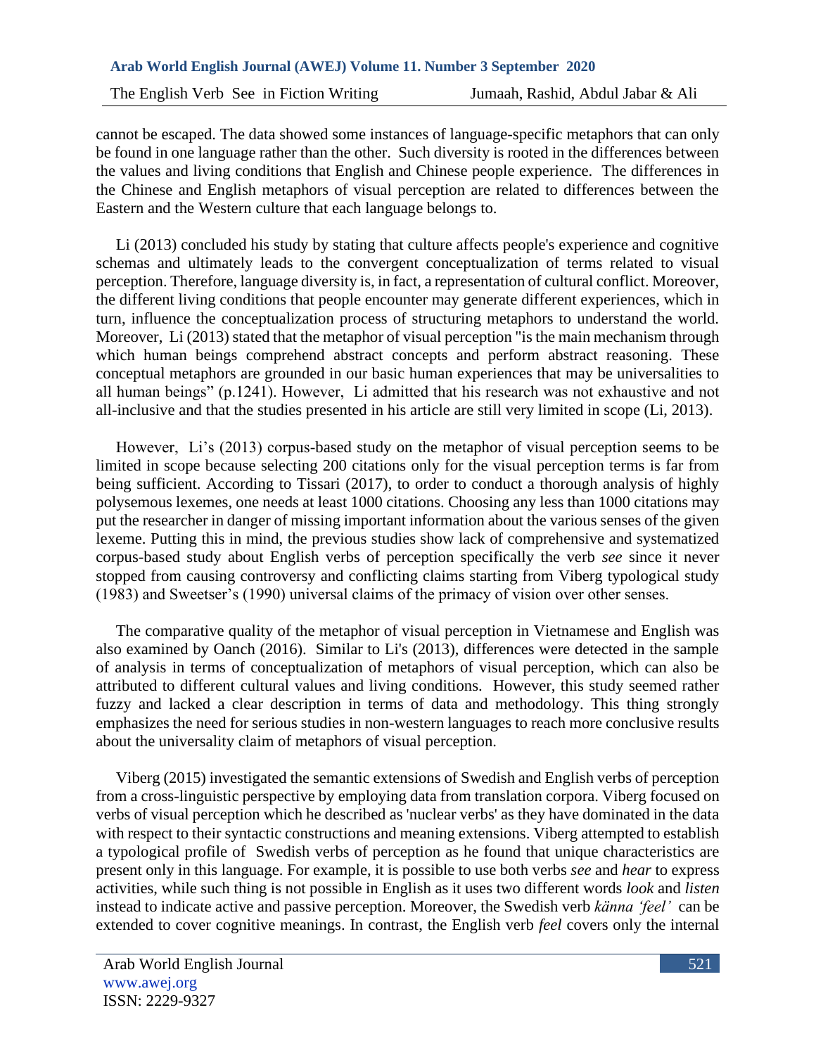cannot be escaped. The data showed some instances of language-specific metaphors that can only be found in one language rather than the other. Such diversity is rooted in the differences between the values and living conditions that English and Chinese people experience. The differences in the Chinese and English metaphors of visual perception are related to differences between the Eastern and the Western culture that each language belongs to.

Li (2013) concluded his study by stating that culture affects people's experience and cognitive schemas and ultimately leads to the convergent conceptualization of terms related to visual perception. Therefore, language diversity is, in fact, a representation of cultural conflict. Moreover, the different living conditions that people encounter may generate different experiences, which in turn, influence the conceptualization process of structuring metaphors to understand the world. Moreover, Li (2013) stated that the metaphor of visual perception "is the main mechanism through which human beings comprehend abstract concepts and perform abstract reasoning. These conceptual metaphors are grounded in our basic human experiences that may be universalities to all human beings" (p.1241). However, Li admitted that his research was not exhaustive and not all-inclusive and that the studies presented in his article are still very limited in scope (Li, 2013).

However, Li's (2013) corpus-based study on the metaphor of visual perception seems to be limited in scope because selecting 200 citations only for the visual perception terms is far from being sufficient. According to Tissari (2017), to order to conduct a thorough analysis of highly polysemous lexemes, one needs at least 1000 citations. Choosing any less than 1000 citations may put the researcher in danger of missing important information about the various senses of the given lexeme. Putting this in mind, the previous studies show lack of comprehensive and systematized corpus-based study about English verbs of perception specifically the verb *see* since it never stopped from causing controversy and conflicting claims starting from Viberg typological study (1983) and Sweetser's (1990) universal claims of the primacy of vision over other senses.

The comparative quality of the metaphor of visual perception in Vietnamese and English was also examined by Oanch (2016). Similar to Li's (2013), differences were detected in the sample of analysis in terms of conceptualization of metaphors of visual perception, which can also be attributed to different cultural values and living conditions. However, this study seemed rather fuzzy and lacked a clear description in terms of data and methodology. This thing strongly emphasizes the need for serious studies in non-western languages to reach more conclusive results about the universality claim of metaphors of visual perception.

Viberg (2015) investigated the semantic extensions of Swedish and English verbs of perception from a cross-linguistic perspective by employing data from translation corpora. Viberg focused on verbs of visual perception which he described as 'nuclear verbs' as they have dominated in the data with respect to their syntactic constructions and meaning extensions. Viberg attempted to establish a typological profile of Swedish verbs of perception as he found that unique characteristics are present only in this language. For example, it is possible to use both verbs *see* and *hear* to express activities, while such thing is not possible in English as it uses two different words *look* and *listen* instead to indicate active and passive perception. Moreover, the Swedish verb *känna 'feel'* can be extended to cover cognitive meanings. In contrast, the English verb *feel* covers only the internal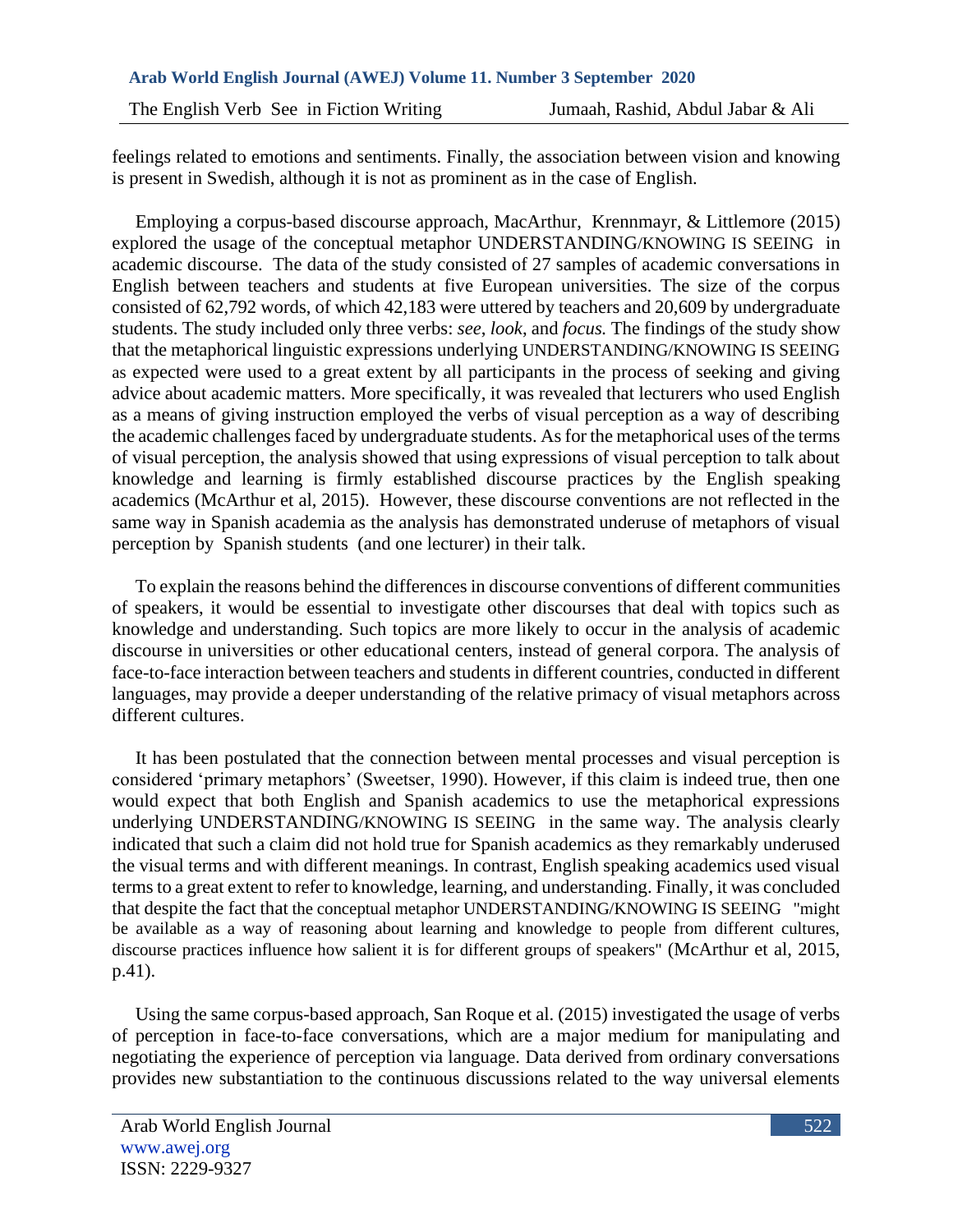feelings related to emotions and sentiments. Finally, the association between vision and knowing is present in Swedish, although it is not as prominent as in the case of English.

Employing a corpus-based discourse approach, MacArthur, Krennmayr, & Littlemore (2015) explored the usage of the conceptual metaphor UNDERSTANDING/KNOWING IS SEEING in academic discourse. The data of the study consisted of 27 samples of academic conversations in English between teachers and students at five European universities. The size of the corpus consisted of 62,792 words, of which 42,183 were uttered by teachers and 20,609 by undergraduate students. The study included only three verbs: *see*, *look*, and *focus.* The findings of the study show that the metaphorical linguistic expressions underlying UNDERSTANDING/KNOWING IS SEEING as expected were used to a great extent by all participants in the process of seeking and giving advice about academic matters. More specifically, it was revealed that lecturers who used English as a means of giving instruction employed the verbs of visual perception as a way of describing the academic challenges faced by undergraduate students. As for the metaphorical uses of the terms of visual perception, the analysis showed that using expressions of visual perception to talk about knowledge and learning is firmly established discourse practices by the English speaking academics (McArthur et al, 2015). However, these discourse conventions are not reflected in the same way in Spanish academia as the analysis has demonstrated underuse of metaphors of visual perception by Spanish students (and one lecturer) in their talk.

To explain the reasons behind the differences in discourse conventions of different communities of speakers, it would be essential to investigate other discourses that deal with topics such as knowledge and understanding. Such topics are more likely to occur in the analysis of academic discourse in universities or other educational centers, instead of general corpora. The analysis of face-to-face interaction between teachers and students in different countries, conducted in different languages, may provide a deeper understanding of the relative primacy of visual metaphors across different cultures.

It has been postulated that the connection between mental processes and visual perception is considered 'primary metaphors' (Sweetser, 1990). However, if this claim is indeed true, then one would expect that both English and Spanish academics to use the metaphorical expressions underlying UNDERSTANDING/KNOWING IS SEEING in the same way. The analysis clearly indicated that such a claim did not hold true for Spanish academics as they remarkably underused the visual terms and with different meanings. In contrast, English speaking academics used visual terms to a great extent to refer to knowledge, learning, and understanding. Finally, it was concluded that despite the fact that the conceptual metaphor UNDERSTANDING/KNOWING IS SEEING "might be available as a way of reasoning about learning and knowledge to people from different cultures, discourse practices influence how salient it is for different groups of speakers" (McArthur et al, 2015, p.41).

Using the same corpus-based approach, San Roque et al. (2015) investigated the usage of verbs of perception in face-to-face conversations, which are a major medium for manipulating and negotiating the experience of perception via language. Data derived from ordinary conversations provides new substantiation to the continuous discussions related to the way universal elements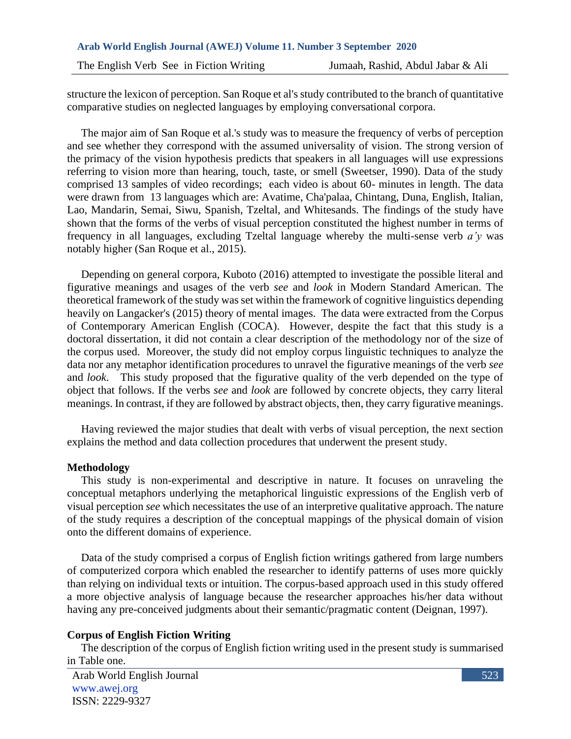structure the lexicon of perception. San Roque et al's study contributed to the branch of quantitative comparative studies on neglected languages by employing conversational corpora.

The major aim of San Roque et al.'s study was to measure the frequency of verbs of perception and see whether they correspond with the assumed universality of vision. The strong version of the primacy of the vision hypothesis predicts that speakers in all languages will use expressions referring to vision more than hearing, touch, taste, or smell (Sweetser, 1990). Data of the study comprised 13 samples of video recordings; each video is about 60- minutes in length. The data were drawn from 13 languages which are: Avatime, Cha'palaa, Chintang, Duna, English, Italian, Lao, Mandarin, Semai, Siwu, Spanish, Tzeltal, and Whitesands. The findings of the study have shown that the forms of the verbs of visual perception constituted the highest number in terms of frequency in all languages, excluding Tzeltal language whereby the multi-sense verb *a'y* was notably higher (San Roque et al., 2015).

Depending on general corpora, Kuboto (2016) attempted to investigate the possible literal and figurative meanings and usages of the verb *see* and *look* in Modern Standard American. The theoretical framework of the study was set within the framework of cognitive linguistics depending heavily on Langacker's (2015) theory of mental images. The data were extracted from the Corpus of Contemporary American English (COCA). However, despite the fact that this study is a doctoral dissertation, it did not contain a clear description of the methodology nor of the size of the corpus used. Moreover, the study did not employ corpus linguistic techniques to analyze the data nor any metaphor identification procedures to unravel the figurative meanings of the verb *see* and *look*. This study proposed that the figurative quality of the verb depended on the type of object that follows. If the verbs *see* and *look* are followed by concrete objects, they carry literal meanings. In contrast, if they are followed by abstract objects, then, they carry figurative meanings.

Having reviewed the major studies that dealt with verbs of visual perception, the next section explains the method and data collection procedures that underwent the present study.

## Methodology

This study is non-experimental and descriptive in nature. It focuses on unraveling the conceptual metaphors underlying the metaphorical linguistic expressions of the English verb of visual perception *see* which necessitates the use of an interpretive qualitative approach. The nature of the study requires a description of the conceptual mappings of the physical domain of vision onto the different domains of experience.

Data of the study comprised a corpus of English fiction writings gathered from large numbers of computerized corpora which enabled the researcher to identify patterns of uses more quickly than relying on individual texts or intuition. The corpus-based approach used in this study offered a more objective analysis of language because the researcher approaches his/her data without having any pre-conceived judgments about their semantic/pragmatic content (Deignan, 1997).

## Corpus of English Fiction Writing

The description of the corpus of English fiction writing used in the present study is summarised in Table one.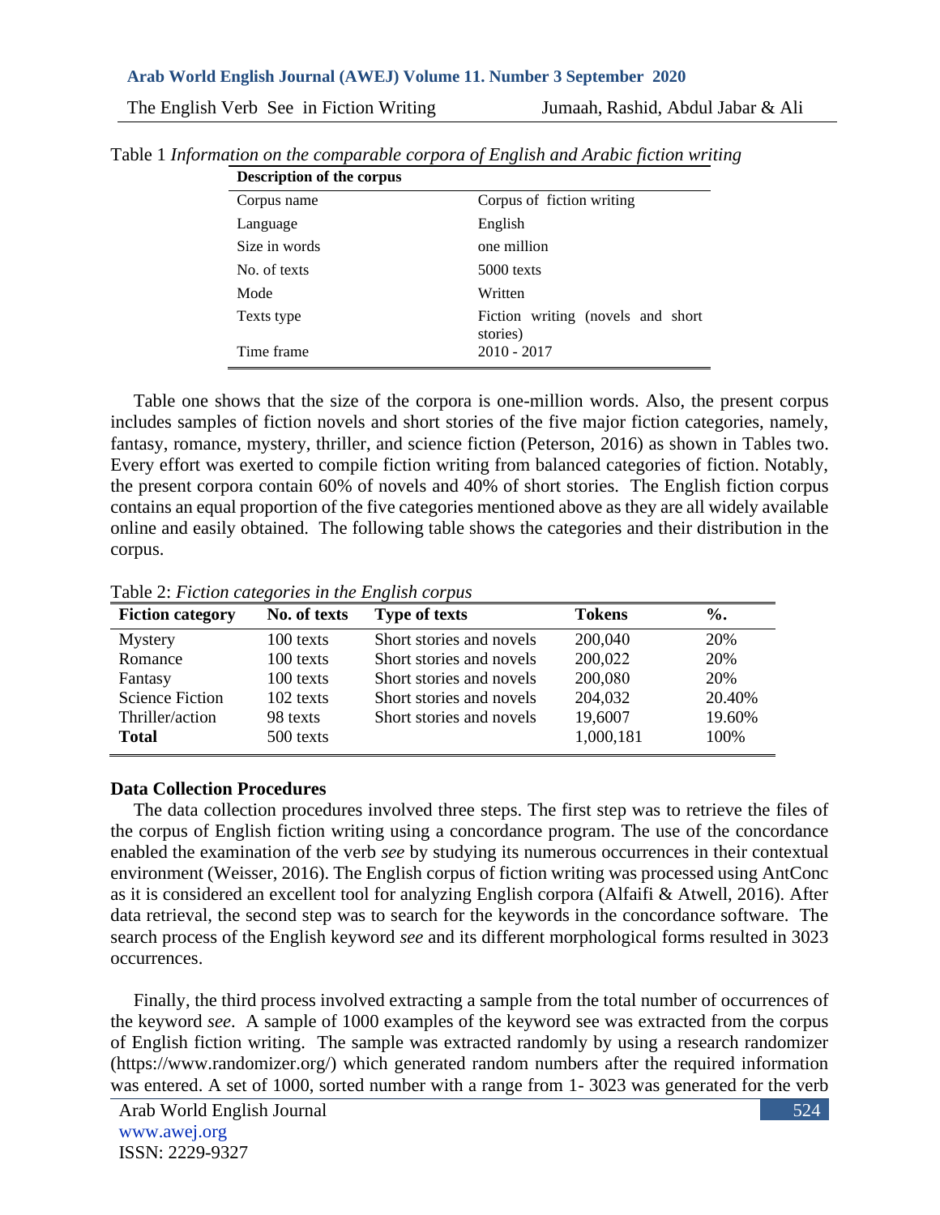Table 1 *Information on the comparable corpora of English and Arabic fiction writing*

| Description of the corpus | |
|---|---|
| Corpus name | Corpus of fiction writing |
| Language | English |
| Size in words | one million |
| No. of texts | 5000 texts |
| Mode | Written |
| Texts type | Fiction writing (novels and short stories) |
| Time frame | 2010 - 2017 |

Table one shows that the size of the corpora is one-million words. Also, the present corpus includes samples of fiction novels and short stories of the five major fiction categories, namely, fantasy, romance, mystery, thriller, and science fiction (Peterson, 2016) as shown in Tables two. Every effort was exerted to compile fiction writing from balanced categories of fiction. Notably, the present corpora contain 60% of novels and 40% of short stories. The English fiction corpus contains an equal proportion of the five categories mentioned above as they are all widely available online and easily obtained. The following table shows the categories and their distribution in the corpus.

Table 2: *Fiction categories in the English corpus*

| Fiction category | No. of texts | Type of texts | Tokens | %. |
|---|---|---|---|---|
| Mystery | 100 texts | Short stories and novels | 200,040 | 20% |
| Romance | 100 texts | Short stories and novels | 200,022 | 20% |
| Fantasy | 100 texts | Short stories and novels | 200,080 | 20% |
| Science Fiction | 102 texts | Short stories and novels | 204,032 | 20.40% |
| Thriller/action | 98 texts | Short stories and novels | 19,6007 | 19.60% |
| **Total** | 500 texts | | 1,000,181 | 100% |

### Data Collection Procedures

The data collection procedures involved three steps. The first step was to retrieve the files of the corpus of English fiction writing using a concordance program. The use of the concordance enabled the examination of the verb *see* by studying its numerous occurrences in their contextual environment (Weisser, 2016). The English corpus of fiction writing was processed using AntConc as it is considered an excellent tool for analyzing English corpora (Alfaifi & Atwell, 2016). After data retrieval, the second step was to search for the keywords in the concordance software. The search process of the English keyword *see* and its different morphological forms resulted in 3023 occurrences.

Finally, the third process involved extracting a sample from the total number of occurrences of the keyword *see*. A sample of 1000 examples of the keyword see was extracted from the corpus of English fiction writing. The sample was extracted randomly by using a research randomizer (https://www.randomizer.org/) which generated random numbers after the required information was entered. A set of 1000, sorted number with a range from 1- 3023 was generated for the verb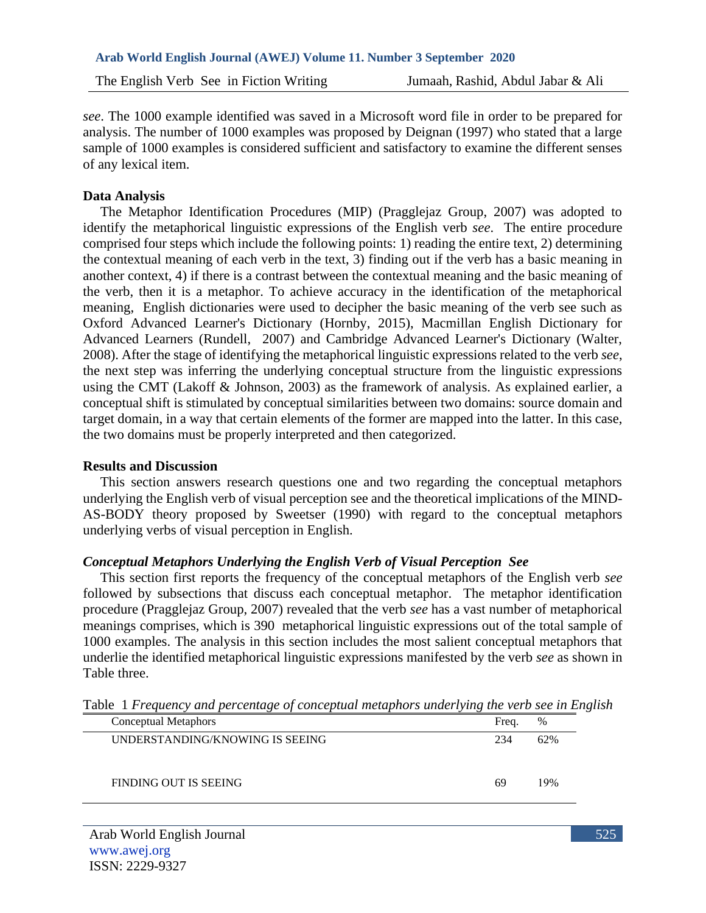*see*. The 1000 example identified was saved in a Microsoft word file in order to be prepared for analysis. The number of 1000 examples was proposed by Deignan (1997) who stated that a large sample of 1000 examples is considered sufficient and satisfactory to examine the different senses of any lexical item.

**Data Analysis**

The Metaphor Identification Procedures (MIP) (Pragglejaz Group, 2007) was adopted to identify the metaphorical linguistic expressions of the English verb *see*. The entire procedure comprised four steps which include the following points: 1) reading the entire text, 2) determining the contextual meaning of each verb in the text, 3) finding out if the verb has a basic meaning in another context, 4) if there is a contrast between the contextual meaning and the basic meaning of the verb, then it is a metaphor. To achieve accuracy in the identification of the metaphorical meaning, English dictionaries were used to decipher the basic meaning of the verb see such as Oxford Advanced Learner's Dictionary (Hornby, 2015), Macmillan English Dictionary for Advanced Learners (Rundell, 2007) and Cambridge Advanced Learner's Dictionary (Walter, 2008). After the stage of identifying the metaphorical linguistic expressions related to the verb *see*, the next step was inferring the underlying conceptual structure from the linguistic expressions using the CMT (Lakoff & Johnson, 2003) as the framework of analysis. As explained earlier, a conceptual shift is stimulated by conceptual similarities between two domains: source domain and target domain, in a way that certain elements of the former are mapped into the latter. In this case, the two domains must be properly interpreted and then categorized.

**Results and Discussion**

This section answers research questions one and two regarding the conceptual metaphors underlying the English verb of visual perception see and the theoretical implications of the MIND-AS-BODY theory proposed by Sweetser (1990) with regard to the conceptual metaphors underlying verbs of visual perception in English.

***Conceptual Metaphors Underlying the English Verb of Visual Perception See***

This section first reports the frequency of the conceptual metaphors of the English verb *see* followed by subsections that discuss each conceptual metaphor. The metaphor identification procedure (Pragglejaz Group, 2007) revealed that the verb *see* has a vast number of metaphorical meanings comprises, which is 390 metaphorical linguistic expressions out of the total sample of 1000 examples. The analysis in this section includes the most salient conceptual metaphors that underlie the identified metaphorical linguistic expressions manifested by the verb *see* as shown in Table three.

Table 1 *Frequency and percentage of conceptual metaphors underlying the verb see in English*

| Conceptual Metaphors | Freq. | % |
|---|---|---|
| UNDERSTANDING/KNOWING IS SEEING | 234 | 62% |
| FINDING OUT IS SEEING | 69 | 19% |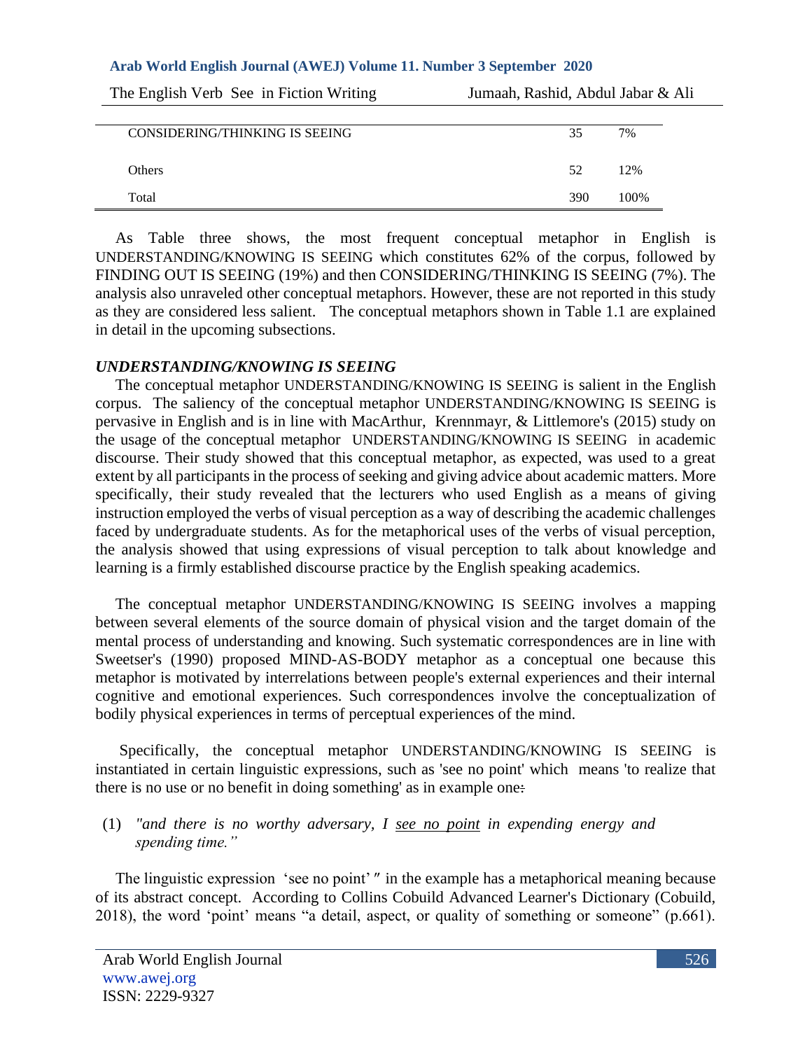| | | |
|---|---|---|
| CONSIDERING/THINKING IS SEEING | 35 | 7% |
| Others | 52 | 12% |
| Total | 390 | 100% |

As Table three shows, the most frequent conceptual metaphor in English is UNDERSTANDING/KNOWING IS SEEING which constitutes 62% of the corpus, followed by FINDING OUT IS SEEING (19%) and then CONSIDERING/THINKING IS SEEING (7%). The analysis also unraveled other conceptual metaphors. However, these are not reported in this study as they are considered less salient. The conceptual metaphors shown in Table 1.1 are explained in detail in the upcoming subsections.

***UNDERSTANDING/KNOWING IS SEEING***

The conceptual metaphor UNDERSTANDING/KNOWING IS SEEING is salient in the English corpus. The saliency of the conceptual metaphor UNDERSTANDING/KNOWING IS SEEING is pervasive in English and is in line with MacArthur, Krennmayr, & Littlemore's (2015) study on the usage of the conceptual metaphor UNDERSTANDING/KNOWING IS SEEING in academic discourse. Their study showed that this conceptual metaphor, as expected, was used to a great extent by all participants in the process of seeking and giving advice about academic matters. More specifically, their study revealed that the lecturers who used English as a means of giving instruction employed the verbs of visual perception as a way of describing the academic challenges faced by undergraduate students. As for the metaphorical uses of the verbs of visual perception, the analysis showed that using expressions of visual perception to talk about knowledge and learning is a firmly established discourse practice by the English speaking academics.

The conceptual metaphor UNDERSTANDING/KNOWING IS SEEING involves a mapping between several elements of the source domain of physical vision and the target domain of the mental process of understanding and knowing. Such systematic correspondences are in line with Sweetser's (1990) proposed MIND-AS-BODY metaphor as a conceptual one because this metaphor is motivated by interrelations between people's external experiences and their internal cognitive and emotional experiences. Such correspondences involve the conceptualization of bodily physical experiences in terms of perceptual experiences of the mind.

Specifically, the conceptual metaphor UNDERSTANDING/KNOWING IS SEEING is instantiated in certain linguistic expressions, such as 'see no point' which means 'to realize that there is no use or no benefit in doing something' as in example one:

(1) *"and there is no worthy adversary, I <u>see no point</u> in expending energy and spending time."*

The linguistic expression 'see no point'" in the example has a metaphorical meaning because of its abstract concept. According to Collins Cobuild Advanced Learner's Dictionary (Cobuild, 2018), the word 'point' means "a detail, aspect, or quality of something or someone" (p.661).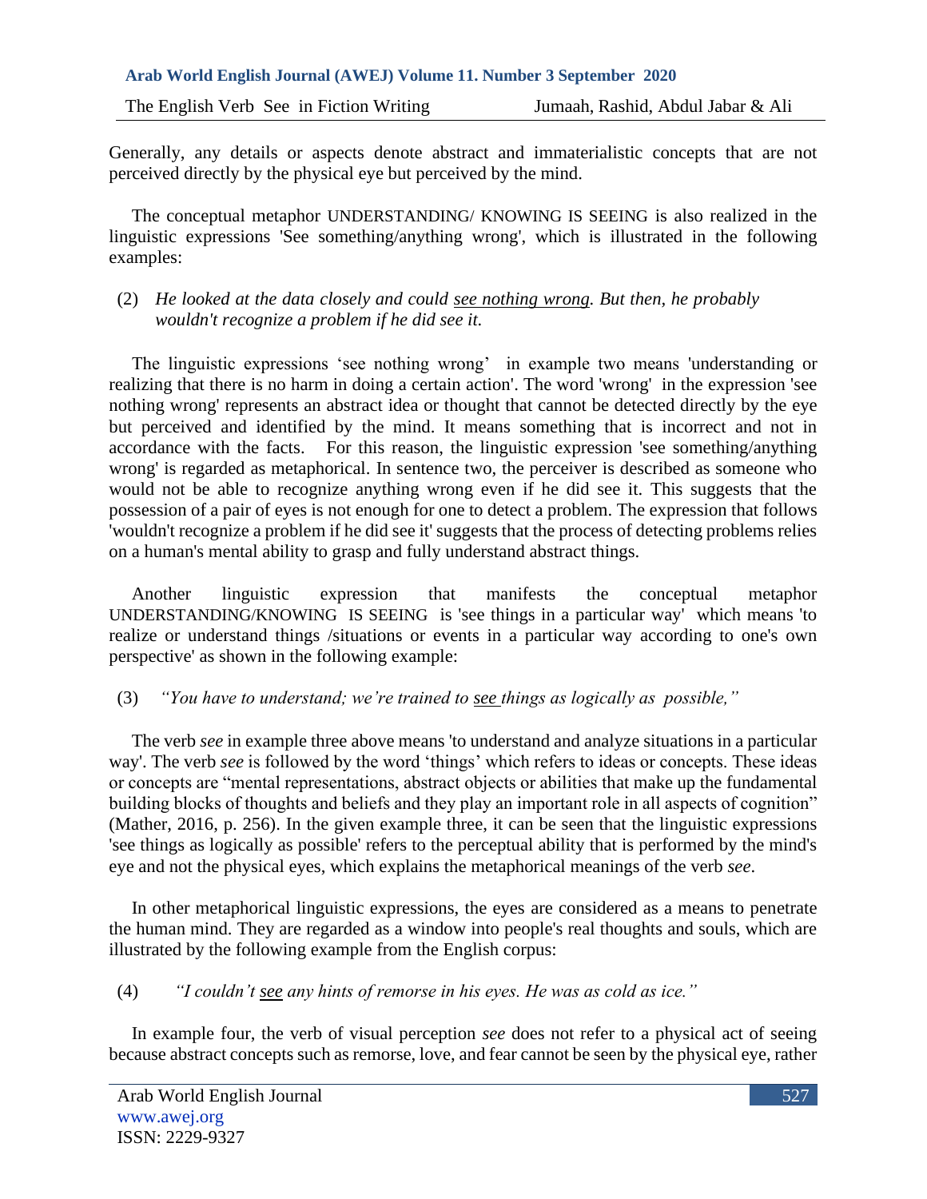Generally, any details or aspects denote abstract and immaterialistic concepts that are not perceived directly by the physical eye but perceived by the mind.

The conceptual metaphor UNDERSTANDING/ KNOWING IS SEEING is also realized in the linguistic expressions 'See something/anything wrong', which is illustrated in the following examples:

(2) *He looked at the data closely and could <u>see nothing wrong</u>. But then, he probably wouldn't recognize a problem if he did see it.*

The linguistic expressions 'see nothing wrong' in example two means 'understanding or realizing that there is no harm in doing a certain action'. The word 'wrong' in the expression 'see nothing wrong' represents an abstract idea or thought that cannot be detected directly by the eye but perceived and identified by the mind. It means something that is incorrect and not in accordance with the facts. For this reason, the linguistic expression 'see something/anything wrong' is regarded as metaphorical. In sentence two, the perceiver is described as someone who would not be able to recognize anything wrong even if he did see it. This suggests that the possession of a pair of eyes is not enough for one to detect a problem. The expression that follows 'wouldn't recognize a problem if he did see it' suggests that the process of detecting problems relies on a human's mental ability to grasp and fully understand abstract things.

Another linguistic expression that manifests the conceptual metaphor UNDERSTANDING/KNOWING IS SEEING is 'see things in a particular way' which means 'to realize or understand things /situations or events in a particular way according to one's own perspective' as shown in the following example:

(3) *"You have to understand; we're trained to <u>see</u> things as logically as possible,"*

The verb *see* in example three above means 'to understand and analyze situations in a particular way'. The verb *see* is followed by the word 'things' which refers to ideas or concepts. These ideas or concepts are "mental representations, abstract objects or abilities that make up the fundamental building blocks of thoughts and beliefs and they play an important role in all aspects of cognition" (Mather, 2016, p. 256). In the given example three, it can be seen that the linguistic expressions 'see things as logically as possible' refers to the perceptual ability that is performed by the mind's eye and not the physical eyes, which explains the metaphorical meanings of the verb *see*.

In other metaphorical linguistic expressions, the eyes are considered as a means to penetrate the human mind. They are regarded as a window into people's real thoughts and souls, which are illustrated by the following example from the English corpus:

(4) *"I couldn't <u>see</u> any hints of remorse in his eyes. He was as cold as ice."*

In example four, the verb of visual perception *see* does not refer to a physical act of seeing because abstract concepts such as remorse, love, and fear cannot be seen by the physical eye, rather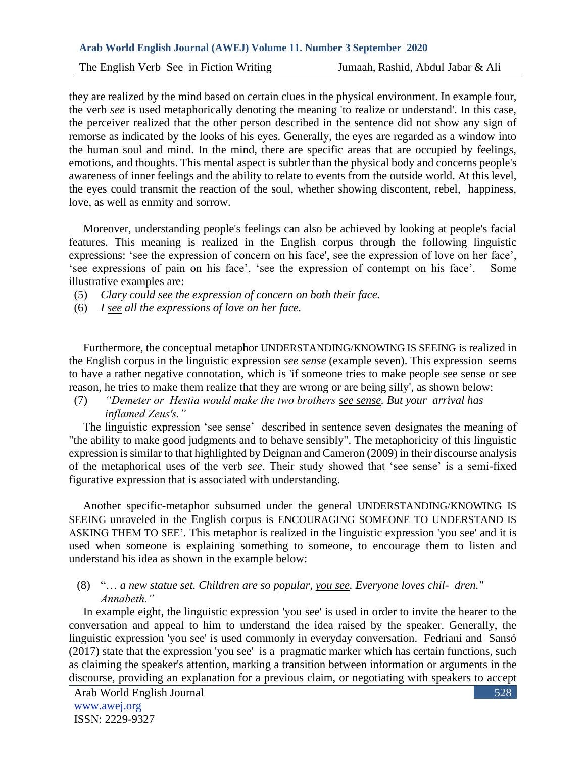they are realized by the mind based on certain clues in the physical environment. In example four, the verb *see* is used metaphorically denoting the meaning 'to realize or understand'. In this case, the perceiver realized that the other person described in the sentence did not show any sign of remorse as indicated by the looks of his eyes. Generally, the eyes are regarded as a window into the human soul and mind. In the mind, there are specific areas that are occupied by feelings, emotions, and thoughts. This mental aspect is subtler than the physical body and concerns people's awareness of inner feelings and the ability to relate to events from the outside world. At this level, the eyes could transmit the reaction of the soul, whether showing discontent, rebel, happiness, love, as well as enmity and sorrow.

Moreover, understanding people's feelings can also be achieved by looking at people's facial features. This meaning is realized in the English corpus through the following linguistic expressions: 'see the expression of concern on his face', see the expression of love on her face', 'see expressions of pain on his face', 'see the expression of contempt on his face'. Some illustrative examples are:

(5) *Clary could <u>see</u> the expression of concern on both their face.*
(6) *I <u>see</u> all the expressions of love on her face.*

Furthermore, the conceptual metaphor UNDERSTANDING/KNOWING IS SEEING is realized in the English corpus in the linguistic expression *see sense* (example seven). This expression seems to have a rather negative connotation, which is 'if someone tries to make people see sense or see reason, he tries to make them realize that they are wrong or are being silly', as shown below:

(7) *"Demeter or Hestia would make the two brothers <u>see sense</u>. But your arrival has inflamed Zeus's."*

The linguistic expression 'see sense' described in sentence seven designates the meaning of "the ability to make good judgments and to behave sensibly". The metaphoricity of this linguistic expression is similar to that highlighted by Deignan and Cameron (2009) in their discourse analysis of the metaphorical uses of the verb *see*. Their study showed that 'see sense' is a semi-fixed figurative expression that is associated with understanding.

Another specific-metaphor subsumed under the general UNDERSTANDING/KNOWING IS SEEING unraveled in the English corpus is ENCOURAGING SOMEONE TO UNDERSTAND IS ASKING THEM TO SEE'. This metaphor is realized in the linguistic expression 'you see' and it is used when someone is explaining something to someone, to encourage them to listen and understand his idea as shown in the example below:

(8) "*… a new statue set. Children are so popular, <u>you see</u>. Everyone loves chil- dren." Annabeth."*

In example eight, the linguistic expression 'you see' is used in order to invite the hearer to the conversation and appeal to him to understand the idea raised by the speaker. Generally, the linguistic expression 'you see' is used commonly in everyday conversation. Fedriani and Sansó (2017) state that the expression 'you see' is a pragmatic marker which has certain functions, such as claiming the speaker's attention, marking a transition between information or arguments in the discourse, providing an explanation for a previous claim, or negotiating with speakers to accept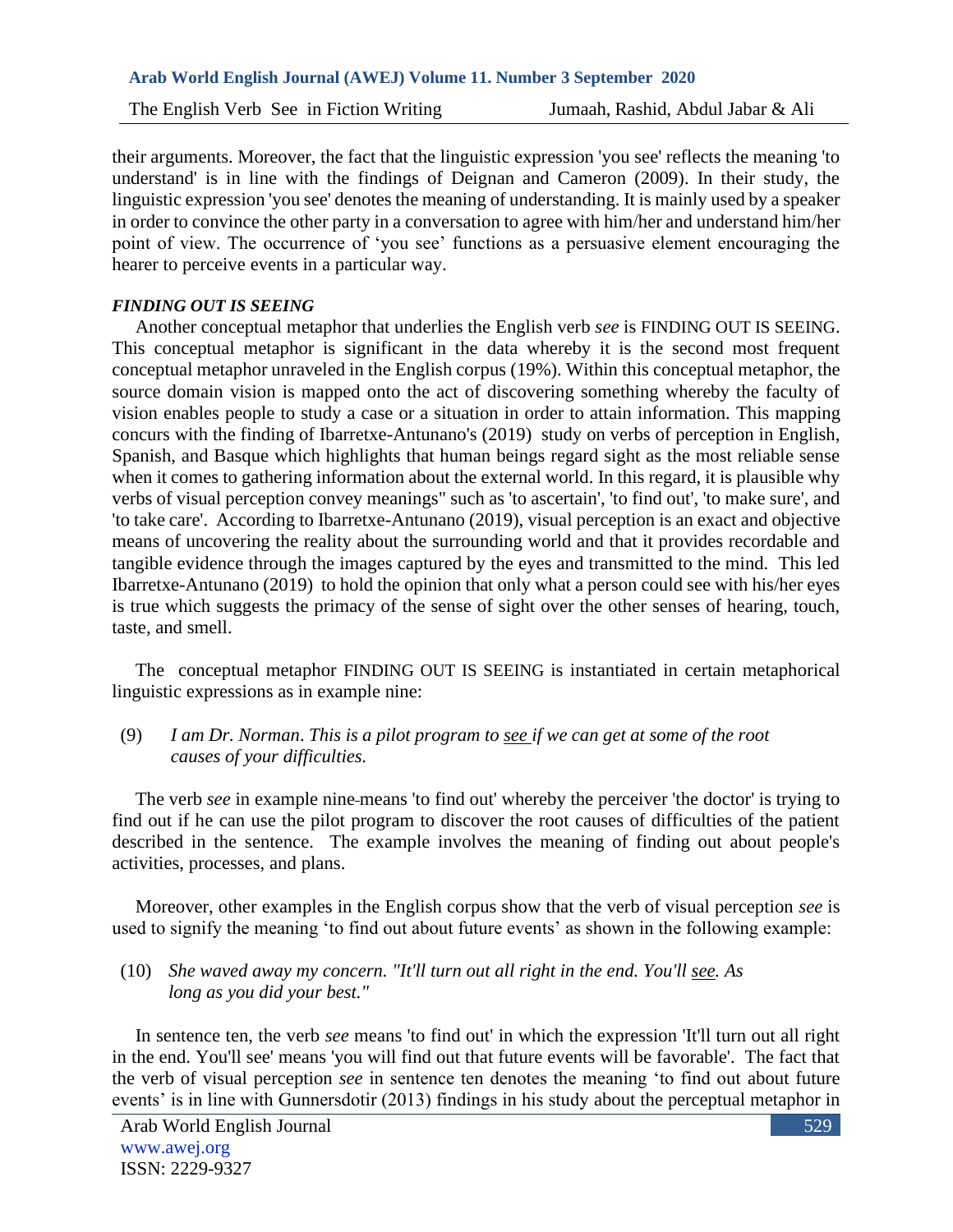their arguments. Moreover, the fact that the linguistic expression 'you see' reflects the meaning 'to understand' is in line with the findings of Deignan and Cameron (2009). In their study, the linguistic expression 'you see' denotes the meaning of understanding. It is mainly used by a speaker in order to convince the other party in a conversation to agree with him/her and understand him/her point of view. The occurrence of 'you see' functions as a persuasive element encouraging the hearer to perceive events in a particular way.

***FINDING OUT IS SEEING***

Another conceptual metaphor that underlies the English verb *see* is FINDING OUT IS SEEING. This conceptual metaphor is significant in the data whereby it is the second most frequent conceptual metaphor unraveled in the English corpus (19%). Within this conceptual metaphor, the source domain vision is mapped onto the act of discovering something whereby the faculty of vision enables people to study a case or a situation in order to attain information. This mapping concurs with the finding of Ibarretxe-Antunano's (2019) study on verbs of perception in English, Spanish, and Basque which highlights that human beings regard sight as the most reliable sense when it comes to gathering information about the external world. In this regard, it is plausible why verbs of visual perception convey meanings" such as 'to ascertain', 'to find out', 'to make sure', and 'to take care'. According to Ibarretxe-Antunano (2019), visual perception is an exact and objective means of uncovering the reality about the surrounding world and that it provides recordable and tangible evidence through the images captured by the eyes and transmitted to the mind. This led Ibarretxe-Antunano (2019) to hold the opinion that only what a person could see with his/her eyes is true which suggests the primacy of the sense of sight over the other senses of hearing, touch, taste, and smell.

The conceptual metaphor FINDING OUT IS SEEING is instantiated in certain metaphorical linguistic expressions as in example nine:

(9) *I am Dr. Norman. This is a pilot program to <u>see</u> if we can get at some of the root causes of your difficulties.*

The verb *see* in example nine means 'to find out' whereby the perceiver 'the doctor' is trying to find out if he can use the pilot program to discover the root causes of difficulties of the patient described in the sentence. The example involves the meaning of finding out about people's activities, processes, and plans.

Moreover, other examples in the English corpus show that the verb of visual perception *see* is used to signify the meaning 'to find out about future events' as shown in the following example:

(10) *She waved away my concern. "It'll turn out all right in the end. You'll <u>see</u>. As long as you did your best."*

In sentence ten, the verb *see* means 'to find out' in which the expression 'It'll turn out all right in the end. You'll see' means 'you will find out that future events will be favorable'. The fact that the verb of visual perception *see* in sentence ten denotes the meaning 'to find out about future events' is in line with Gunnersdotir (2013) findings in his study about the perceptual metaphor in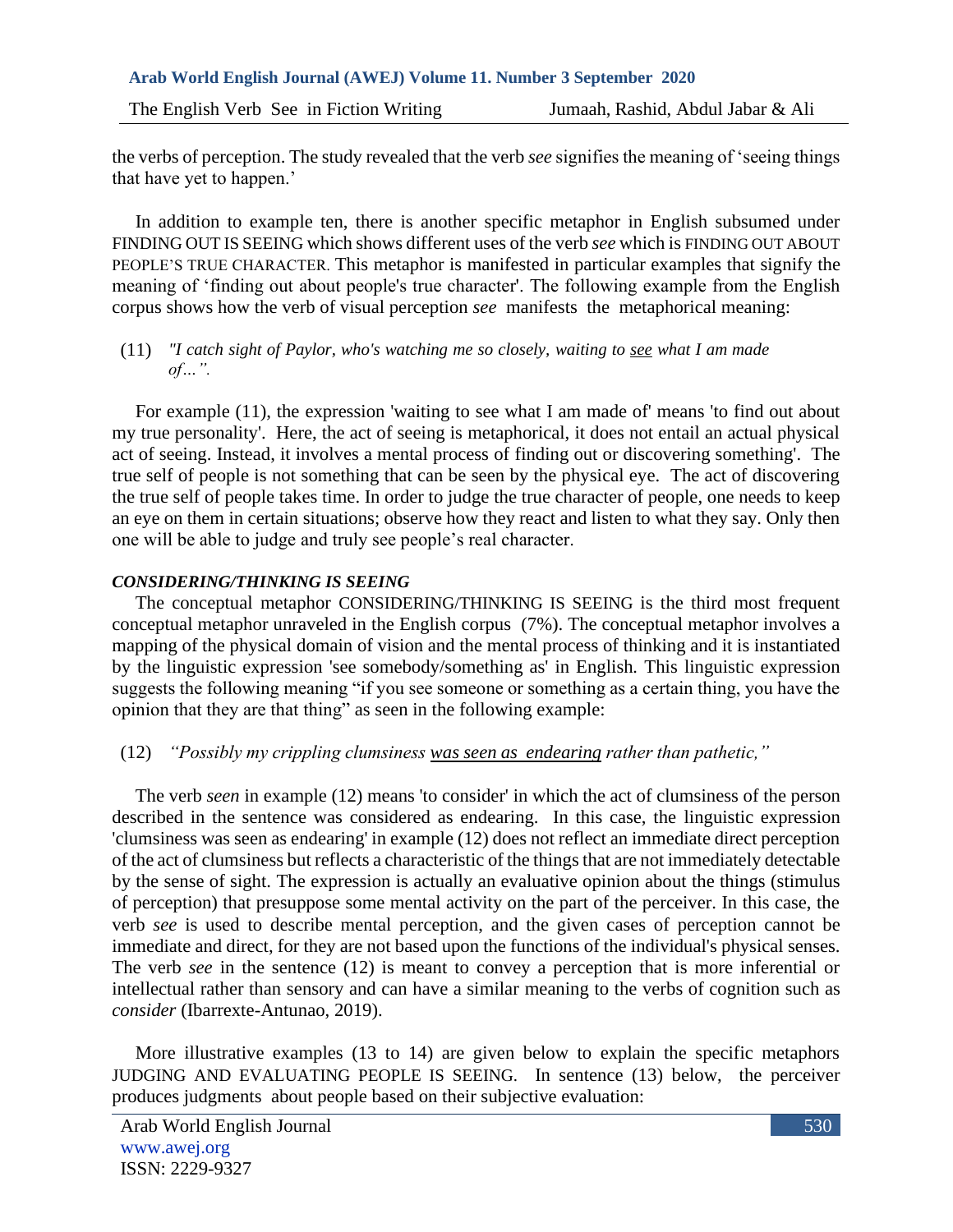the verbs of perception. The study revealed that the verb *see* signifies the meaning of 'seeing things that have yet to happen.'

In addition to example ten, there is another specific metaphor in English subsumed under FINDING OUT IS SEEING which shows different uses of the verb *see* which is FINDING OUT ABOUT PEOPLE'S TRUE CHARACTER. This metaphor is manifested in particular examples that signify the meaning of 'finding out about people's true character'. The following example from the English corpus shows how the verb of visual perception *see* manifests the metaphorical meaning:

(11) *"I catch sight of Paylor, who's watching me so closely, waiting to <u>see</u> what I am made of…".*

For example (11), the expression 'waiting to see what I am made of' means 'to find out about my true personality'. Here, the act of seeing is metaphorical, it does not entail an actual physical act of seeing. Instead, it involves a mental process of finding out or discovering something'. The true self of people is not something that can be seen by the physical eye. The act of discovering the true self of people takes time. In order to judge the true character of people, one needs to keep an eye on them in certain situations; observe how they react and listen to what they say. Only then one will be able to judge and truly see people's real character.

***CONSIDERING/THINKING IS SEEING***

The conceptual metaphor CONSIDERING/THINKING IS SEEING is the third most frequent conceptual metaphor unraveled in the English corpus (7%). The conceptual metaphor involves a mapping of the physical domain of vision and the mental process of thinking and it is instantiated by the linguistic expression 'see somebody/something as' in English. This linguistic expression suggests the following meaning "if you see someone or something as a certain thing, you have the opinion that they are that thing" as seen in the following example:

(12) *"Possibly my crippling clumsiness <u>was seen as endearing</u> rather than pathetic,"*

The verb *seen* in example (12) means 'to consider' in which the act of clumsiness of the person described in the sentence was considered as endearing. In this case, the linguistic expression 'clumsiness was seen as endearing' in example (12) does not reflect an immediate direct perception of the act of clumsiness but reflects a characteristic of the things that are not immediately detectable by the sense of sight. The expression is actually an evaluative opinion about the things (stimulus of perception) that presuppose some mental activity on the part of the perceiver. In this case, the verb *see* is used to describe mental perception, and the given cases of perception cannot be immediate and direct, for they are not based upon the functions of the individual's physical senses. The verb *see* in the sentence (12) is meant to convey a perception that is more inferential or intellectual rather than sensory and can have a similar meaning to the verbs of cognition such as *consider* (Ibarrexte-Antunao, 2019).

More illustrative examples (13 to 14) are given below to explain the specific metaphors JUDGING AND EVALUATING PEOPLE IS SEEING. In sentence (13) below, the perceiver produces judgments about people based on their subjective evaluation: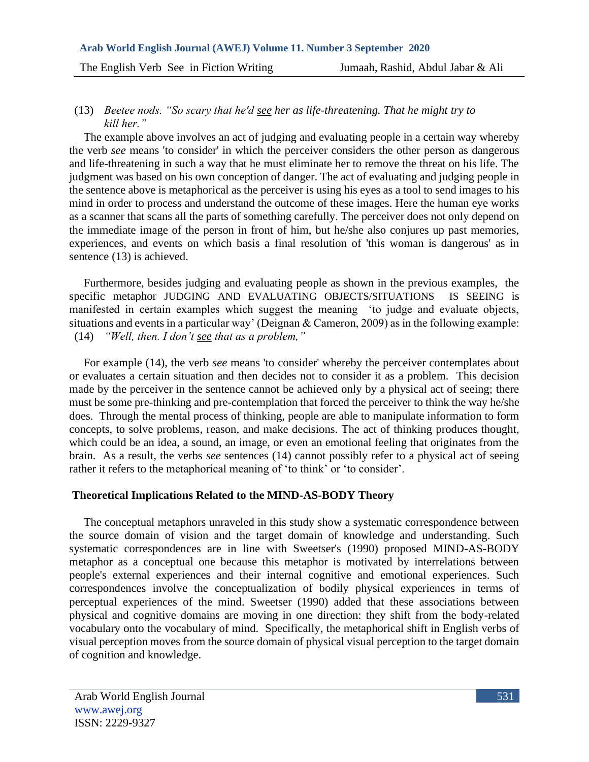(13) *Beetee nods. "So scary that he'd* *<u>see</u>* *her as life-threatening. That he might try to kill her."*

The example above involves an act of judging and evaluating people in a certain way whereby the verb *see* means 'to consider' in which the perceiver considers the other person as dangerous and life-threatening in such a way that he must eliminate her to remove the threat on his life. The judgment was based on his own conception of danger. The act of evaluating and judging people in the sentence above is metaphorical as the perceiver is using his eyes as a tool to send images to his mind in order to process and understand the outcome of these images. Here the human eye works as a scanner that scans all the parts of something carefully. The perceiver does not only depend on the immediate image of the person in front of him, but he/she also conjures up past memories, experiences, and events on which basis a final resolution of 'this woman is dangerous' as in sentence (13) is achieved.

Furthermore, besides judging and evaluating people as shown in the previous examples, the specific metaphor JUDGING AND EVALUATING OBJECTS/SITUATIONS IS SEEING is manifested in certain examples which suggest the meaning 'to judge and evaluate objects, situations and events in a particular way' (Deignan & Cameron, 2009) as in the following example:

(14) *"Well, then. I don't* *<u>see</u>* *that as a problem,"*

For example (14), the verb *see* means 'to consider' whereby the perceiver contemplates about or evaluates a certain situation and then decides not to consider it as a problem. This decision made by the perceiver in the sentence cannot be achieved only by a physical act of seeing; there must be some pre-thinking and pre-contemplation that forced the perceiver to think the way he/she does. Through the mental process of thinking, people are able to manipulate information to form concepts, to solve problems, reason, and make decisions. The act of thinking produces thought, which could be an idea, a sound, an image, or even an emotional feeling that originates from the brain. As a result, the verbs *see* sentences (14) cannot possibly refer to a physical act of seeing rather it refers to the metaphorical meaning of 'to think' or 'to consider'.

## Theoretical Implications Related to the MIND-AS-BODY Theory

The conceptual metaphors unraveled in this study show a systematic correspondence between the source domain of vision and the target domain of knowledge and understanding. Such systematic correspondences are in line with Sweetser's (1990) proposed MIND-AS-BODY metaphor as a conceptual one because this metaphor is motivated by interrelations between people's external experiences and their internal cognitive and emotional experiences. Such correspondences involve the conceptualization of bodily physical experiences in terms of perceptual experiences of the mind. Sweetser (1990) added that these associations between physical and cognitive domains are moving in one direction: they shift from the body-related vocabulary onto the vocabulary of mind. Specifically, the metaphorical shift in English verbs of visual perception moves from the source domain of physical visual perception to the target domain of cognition and knowledge.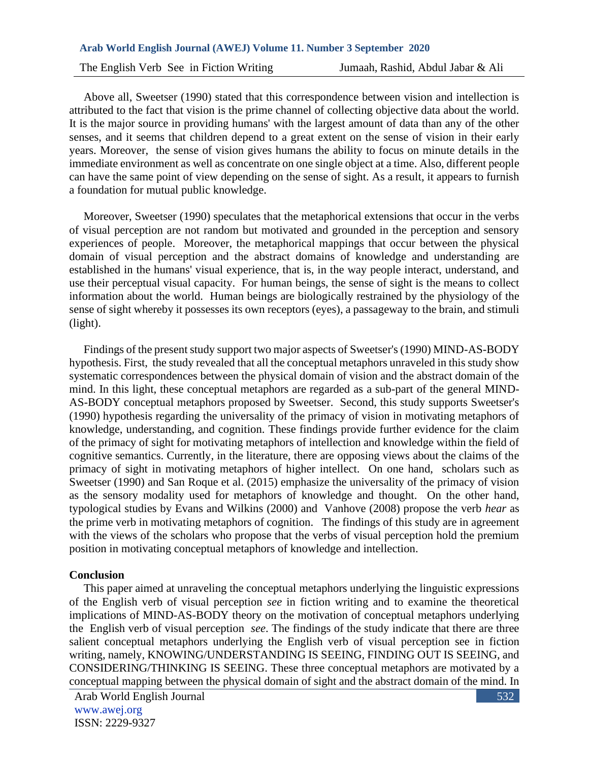Above all, Sweetser (1990) stated that this correspondence between vision and intellection is attributed to the fact that vision is the prime channel of collecting objective data about the world. It is the major source in providing humans' with the largest amount of data than any of the other senses, and it seems that children depend to a great extent on the sense of vision in their early years. Moreover, the sense of vision gives humans the ability to focus on minute details in the immediate environment as well as concentrate on one single object at a time. Also, different people can have the same point of view depending on the sense of sight. As a result, it appears to furnish a foundation for mutual public knowledge.

Moreover, Sweetser (1990) speculates that the metaphorical extensions that occur in the verbs of visual perception are not random but motivated and grounded in the perception and sensory experiences of people. Moreover, the metaphorical mappings that occur between the physical domain of visual perception and the abstract domains of knowledge and understanding are established in the humans' visual experience, that is, in the way people interact, understand, and use their perceptual visual capacity. For human beings, the sense of sight is the means to collect information about the world. Human beings are biologically restrained by the physiology of the sense of sight whereby it possesses its own receptors (eyes), a passageway to the brain, and stimuli (light).

Findings of the present study support two major aspects of Sweetser's (1990) MIND-AS-BODY hypothesis. First, the study revealed that all the conceptual metaphors unraveled in this study show systematic correspondences between the physical domain of vision and the abstract domain of the mind. In this light, these conceptual metaphors are regarded as a sub-part of the general MIND-AS-BODY conceptual metaphors proposed by Sweetser. Second, this study supports Sweetser's (1990) hypothesis regarding the universality of the primacy of vision in motivating metaphors of knowledge, understanding, and cognition. These findings provide further evidence for the claim of the primacy of sight for motivating metaphors of intellection and knowledge within the field of cognitive semantics. Currently, in the literature, there are opposing views about the claims of the primacy of sight in motivating metaphors of higher intellect. On one hand, scholars such as Sweetser (1990) and San Roque et al. (2015) emphasize the universality of the primacy of vision as the sensory modality used for metaphors of knowledge and thought. On the other hand, typological studies by Evans and Wilkins (2000) and Vanhove (2008) propose the verb *hear* as the prime verb in motivating metaphors of cognition. The findings of this study are in agreement with the views of the scholars who propose that the verbs of visual perception hold the premium position in motivating conceptual metaphors of knowledge and intellection.

## Conclusion

This paper aimed at unraveling the conceptual metaphors underlying the linguistic expressions of the English verb of visual perception *see* in fiction writing and to examine the theoretical implications of MIND-AS-BODY theory on the motivation of conceptual metaphors underlying the English verb of visual perception *see*. The findings of the study indicate that there are three salient conceptual metaphors underlying the English verb of visual perception see in fiction writing, namely, KNOWING/UNDERSTANDING IS SEEING, FINDING OUT IS SEEING, and CONSIDERING/THINKING IS SEEING. These three conceptual metaphors are motivated by a conceptual mapping between the physical domain of sight and the abstract domain of the mind. In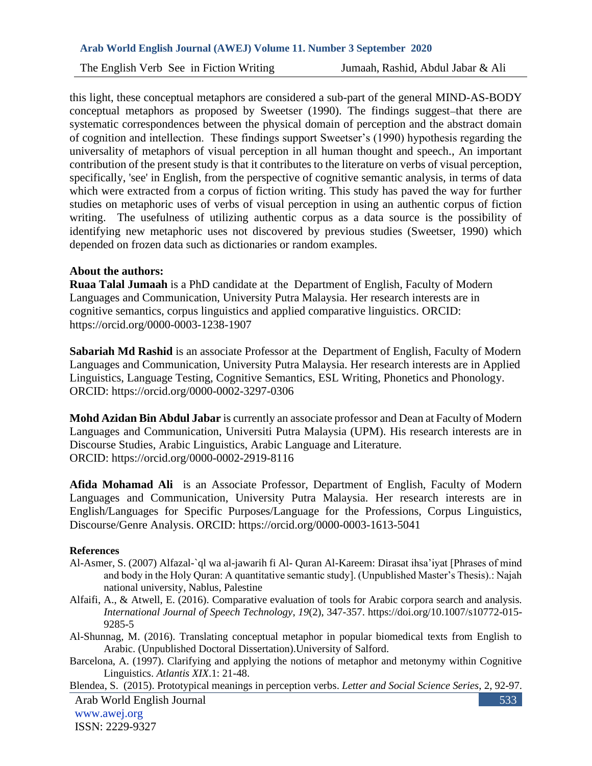this light, these conceptual metaphors are considered a sub-part of the general MIND-AS-BODY conceptual metaphors as proposed by Sweetser (1990). The findings suggest that there are systematic correspondences between the physical domain of perception and the abstract domain of cognition and intellection. These findings support Sweetser's (1990) hypothesis regarding the universality of metaphors of visual perception in all human thought and speech., An important contribution of the present study is that it contributes to the literature on verbs of visual perception, specifically, 'see' in English, from the perspective of cognitive semantic analysis, in terms of data which were extracted from a corpus of fiction writing. This study has paved the way for further studies on metaphoric uses of verbs of visual perception in using an authentic corpus of fiction writing. The usefulness of utilizing authentic corpus as a data source is the possibility of identifying new metaphoric uses not discovered by previous studies (Sweetser, 1990) which depended on frozen data such as dictionaries or random examples.

**About the authors:**

**Ruaa Talal Jumaah** is a PhD candidate at the Department of English, Faculty of Modern Languages and Communication, University Putra Malaysia. Her research interests are in cognitive semantics, corpus linguistics and applied comparative linguistics. ORCID: https://orcid.org/0000-0003-1238-1907

**Sabariah Md Rashid** is an associate Professor at the Department of English, Faculty of Modern Languages and Communication, University Putra Malaysia. Her research interests are in Applied Linguistics, Language Testing, Cognitive Semantics, ESL Writing, Phonetics and Phonology. ORCID: https://orcid.org/0000-0002-3297-0306

**Mohd Azidan Bin Abdul Jabar** is currently an associate professor and Dean at Faculty of Modern Languages and Communication, Universiti Putra Malaysia (UPM). His research interests are in Discourse Studies, Arabic Linguistics, Arabic Language and Literature. ORCID: https://orcid.org/0000-0002-2919-8116

**Afida Mohamad Ali** is an Associate Professor, Department of English, Faculty of Modern Languages and Communication, University Putra Malaysia. Her research interests are in English/Languages for Specific Purposes/Language for the Professions, Corpus Linguistics, Discourse/Genre Analysis. ORCID: https://orcid.org/0000-0003-1613-5041

**References**

Al-Asmer, S. (2007) Alfazal-`ql wa al-jawarih fi Al- Quran Al-Kareem: Dirasat ihsa'iyat [Phrases of mind and body in the Holy Quran: A quantitative semantic study]. (Unpublished Master's Thesis).: Najah national university, Nablus, Palestine

Alfaifi, A., & Atwell, E. (2016). Comparative evaluation of tools for Arabic corpora search and analysis. *International Journal of Speech Technology*, *19*(2), 347-357. https://doi.org/10.1007/s10772-015-9285-5

Al-Shunnag, M. (2016). Translating conceptual metaphor in popular biomedical texts from English to Arabic. (Unpublished Doctoral Dissertation).University of Salford.

Barcelona, A. (1997). Clarifying and applying the notions of metaphor and metonymy within Cognitive Linguistics. *Atlantis XIX*.1: 21-48.

Blendea, S. (2015). Prototypical meanings in perception verbs. *Letter and Social Science Series*, 2, 92-97.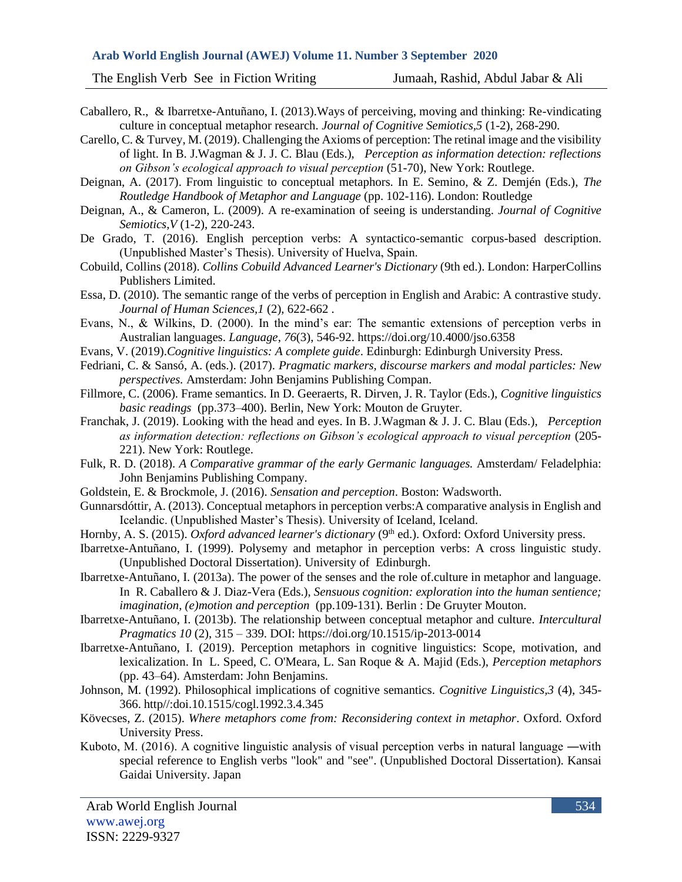Caballero, R., & Ibarretxe-Antuñano, I. (2013).Ways of perceiving, moving and thinking: Re-vindicating culture in conceptual metaphor research. *Journal of Cognitive Semiotics,5* (1-2), 268-290.

Carello, C. & Turvey, M. (2019). Challenging the Axioms of perception: The retinal image and the visibility of light. In B. J.Wagman & J. J. C. Blau (Eds.), *Perception as information detection: reflections on Gibson's ecological approach to visual perception* (51-70), New York: Routlege.

Deignan, A. (2017). From linguistic to conceptual metaphors. In E. Semino, & Z. Demjén (Eds.), *The Routledge Handbook of Metaphor and Language* (pp. 102-116). London: Routledge

Deignan, A., & Cameron, L. (2009). A re-examination of seeing is understanding. *Journal of Cognitive Semiotics,V* (1-2), 220-243.

De Grado, T. (2016). English perception verbs: A syntactico-semantic corpus-based description. (Unpublished Master's Thesis). University of Huelva, Spain.

Cobuild, Collins (2018). *Collins Cobuild Advanced Learner's Dictionary* (9th ed.). London: HarperCollins Publishers Limited.

Essa, D. (2010). The semantic range of the verbs of perception in English and Arabic: A contrastive study. *Journal of Human Sciences,1* (2), 622-662 .

Evans, N., & Wilkins, D. (2000). In the mind's ear: The semantic extensions of perception verbs in Australian languages. *Language*, *76*(3), 546-92. https://doi.org/10.4000/jso.6358

Evans, V. (2019).*Cognitive linguistics: A complete guide*. Edinburgh: Edinburgh University Press.

Fedriani, C. & Sansó, A. (eds.). (2017). *Pragmatic markers, discourse markers and modal particles: New perspectives.* Amsterdam: John Benjamins Publishing Compan.

Fillmore, C. (2006). Frame semantics. In D. Geeraerts, R. Dirven, J. R. Taylor (Eds.), *Cognitive linguistics basic readings* (pp.373–400). Berlin, New York: Mouton de Gruyter.

Franchak, J. (2019). Looking with the head and eyes. In B. J.Wagman & J. J. C. Blau (Eds.), *Perception as information detection: reflections on Gibson's ecological approach to visual perception* (205-221). New York: Routlege.

Fulk, R. D. (2018). *A Comparative grammar of the early Germanic languages.* Amsterdam/ Feladelphia: John Benjamins Publishing Company.

Goldstein, E. & Brockmole, J. (2016). *Sensation and perception*. Boston: Wadsworth.

Gunnarsdóttir, A. (2013). Conceptual metaphors in perception verbs:A comparative analysis in English and Icelandic. (Unpublished Master's Thesis). University of Iceland, Iceland.

Hornby, A. S. (2015). *Oxford advanced learner's dictionary* (9th ed.). Oxford: Oxford University press.

Ibarretxe-Antuñano, I. (1999). Polysemy and metaphor in perception verbs: A cross linguistic study. (Unpublished Doctoral Dissertation). University of Edinburgh.

Ibarretxe-Antuñano, I. (2013a). The power of the senses and the role of.culture in metaphor and language. In R. Caballero & J. Diaz-Vera (Eds.), *Sensuous cognition: exploration into the human sentience; imagination, (e)motion and perception* (pp.109-131). Berlin : De Gruyter Mouton.

Ibarretxe-Antuñano, I. (2013b). The relationship between conceptual metaphor and culture. *Intercultural Pragmatics 10* (2), 315 – 339. DOI: https://doi.org/10.1515/ip-2013-0014

Ibarretxe-Antuñano, I. (2019). Perception metaphors in cognitive linguistics: Scope, motivation, and lexicalization. In L. Speed, C. O'Meara, L. San Roque & A. Majid (Eds.), *Perception metaphors* (pp. 43–64). Amsterdam: John Benjamins.

Johnson, M. (1992). Philosophical implications of cognitive semantics. *Cognitive Linguistics,3* (4), 345-366. http//:doi.10.1515/cogl.1992.3.4.345

Kövecses, Z. (2015). *Where metaphors come from: Reconsidering context in metaphor*. Oxford. Oxford University Press.

Kuboto, M. (2016). A cognitive linguistic analysis of visual perception verbs in natural language ―with special reference to English verbs "look" and "see". (Unpublished Doctoral Dissertation). Kansai Gaidai University. Japan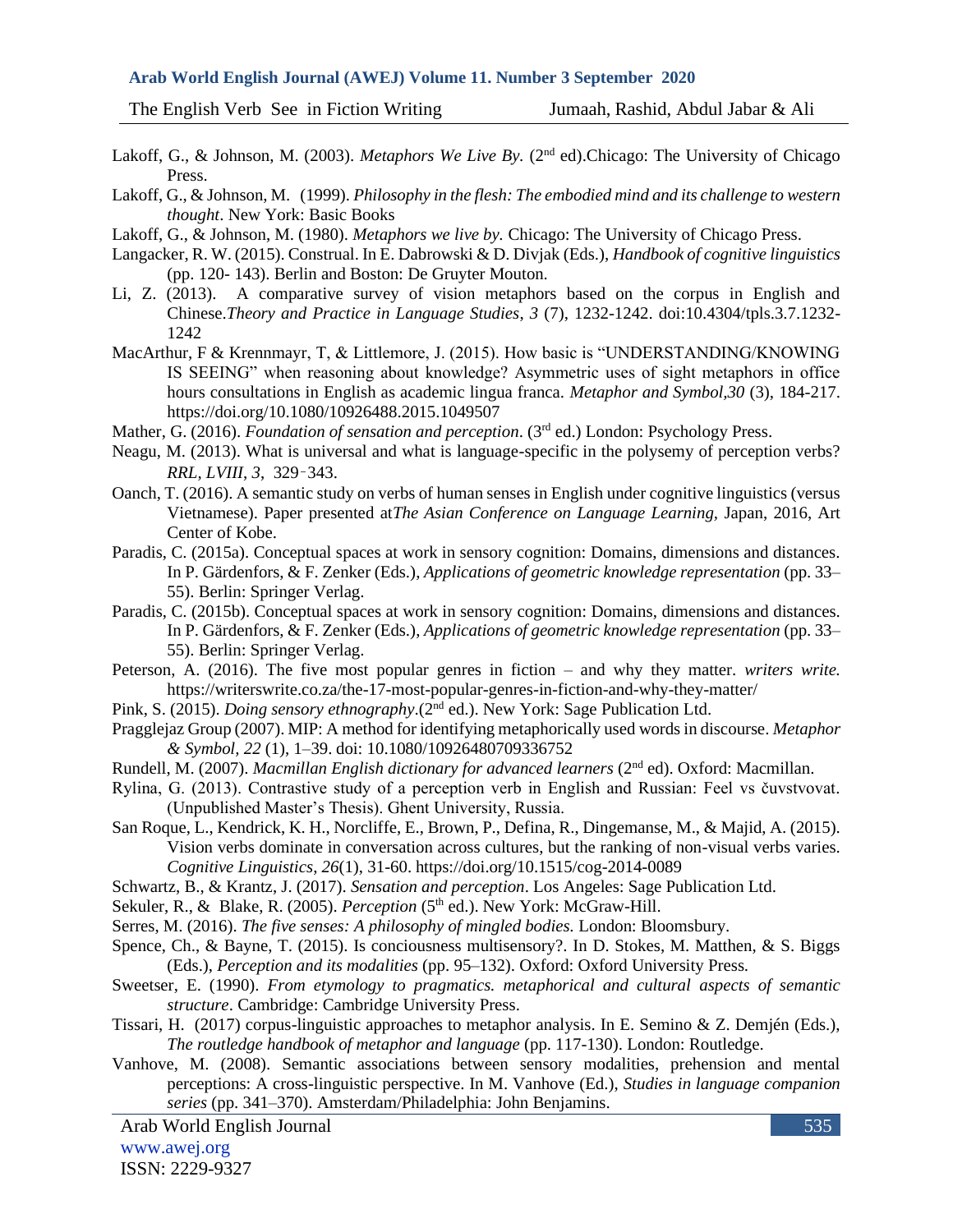Lakoff, G., & Johnson, M. (2003). *Metaphors We Live By.* (2nd ed).Chicago: The University of Chicago Press.

Lakoff, G., & Johnson, M. (1999). *Philosophy in the flesh: The embodied mind and its challenge to western thought*. New York: Basic Books

Lakoff, G., & Johnson, M. (1980). *Metaphors we live by.* Chicago: The University of Chicago Press.

Langacker, R. W. (2015). Construal. In E. Dabrowski & D. Divjak (Eds.), *Handbook of cognitive linguistics* (pp. 120- 143). Berlin and Boston: De Gruyter Mouton.

Li, Z. (2013). A comparative survey of vision metaphors based on the corpus in English and Chinese.*Theory and Practice in Language Studies*, *3* (7), 1232-1242. doi:10.4304/tpls.3.7.1232-1242

MacArthur, F & Krennmayr, T, & Littlemore, J. (2015). How basic is "UNDERSTANDING/KNOWING IS SEEING" when reasoning about knowledge? Asymmetric uses of sight metaphors in office hours consultations in English as academic lingua franca. *Metaphor and Symbol*,*30* (3), 184-217. https://doi.org/10.1080/10926488.2015.1049507

Mather, G. (2016). *Foundation of sensation and perception*. (3rd ed.) London: Psychology Press.

Neagu, M. (2013). What is universal and what is language-specific in the polysemy of perception verbs? *RRL, LVIII*, *3*, 329‑343.

Oanch, T. (2016). A semantic study on verbs of human senses in English under cognitive linguistics (versus Vietnamese). Paper presented at*The Asian Conference on Language Learning*, Japan, 2016, Art Center of Kobe.

Paradis, C. (2015a). Conceptual spaces at work in sensory cognition: Domains, dimensions and distances. In P. Gärdenfors, & F. Zenker (Eds.), *Applications of geometric knowledge representation* (pp. 33–55). Berlin: Springer Verlag.

Paradis, C. (2015b). Conceptual spaces at work in sensory cognition: Domains, dimensions and distances. In P. Gärdenfors, & F. Zenker (Eds.), *Applications of geometric knowledge representation* (pp. 33–55). Berlin: Springer Verlag.

Peterson, A. (2016). The five most popular genres in fiction – and why they matter. *writers write.* https://writerswrite.co.za/the-17-most-popular-genres-in-fiction-and-why-they-matter/

Pink, S. (2015). *Doing sensory ethnography*.(2nd ed.). New York: Sage Publication Ltd.

Pragglejaz Group (2007). MIP: A method for identifying metaphorically used words in discourse. *Metaphor & Symbol, 22* (1), 1–39. doi: 10.1080/10926480709336752

Rundell, M. (2007). *Macmillan English dictionary for advanced learners* (2nd ed). Oxford: Macmillan.

Rylina, G. (2013). Contrastive study of a perception verb in English and Russian: Feel vs čuvstvovat. (Unpublished Master's Thesis). Ghent University, Russia.

San Roque, L., Kendrick, K. H., Norcliffe, E., Brown, P., Defina, R., Dingemanse, M., & Majid, A. (2015). Vision verbs dominate in conversation across cultures, but the ranking of non-visual verbs varies. *Cognitive Linguistics*, *26*(1), 31-60. https://doi.org/10.1515/cog-2014-0089

Schwartz, B., & Krantz, J. (2017). *Sensation and perception*. Los Angeles: Sage Publication Ltd.

Sekuler, R., & Blake, R. (2005). *Perception* (5th ed.). New York: McGraw-Hill.

Serres, M. (2016). *The five senses: A philosophy of mingled bodies.* London: Bloomsbury.

Spence, Ch., & Bayne, T. (2015). Is conciousness multisensory?. In D. Stokes, M. Matthen, & S. Biggs (Eds.), *Perception and its modalities* (pp. 95–132). Oxford: Oxford University Press.

Sweetser, E. (1990). *From etymology to pragmatics. metaphorical and cultural aspects of semantic structure*. Cambridge: Cambridge University Press.

Tissari, H. (2017) corpus-linguistic approaches to metaphor analysis. In E. Semino & Z. Demjén (Eds.), *The routledge handbook of metaphor and language* (pp. 117-130). London: Routledge.

Vanhove, M. (2008). Semantic associations between sensory modalities, prehension and mental perceptions: A cross-linguistic perspective. In M. Vanhove (Ed.), *Studies in language companion series* (pp. 341–370). Amsterdam/Philadelphia: John Benjamins.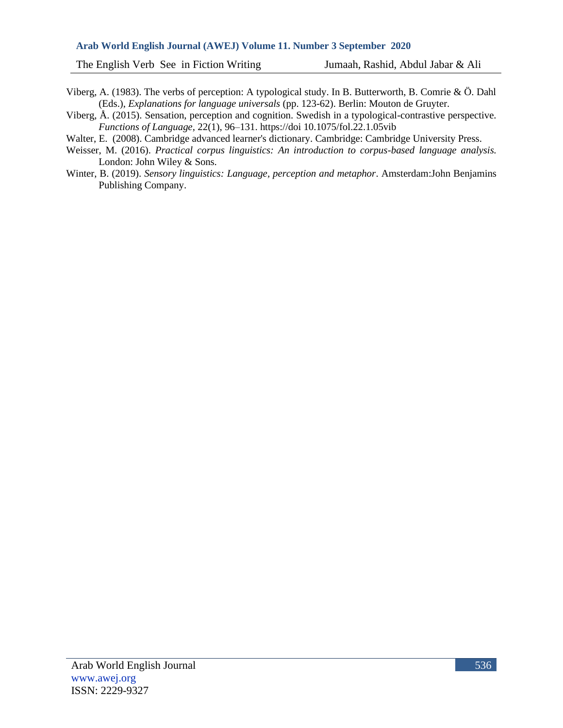Viberg, A. (1983). The verbs of perception: A typological study. In B. Butterworth, B. Comrie & Ö. Dahl (Eds.), *Explanations for language universals* (pp. 123-62). Berlin: Mouton de Gruyter.

Viberg, Å. (2015). Sensation, perception and cognition. Swedish in a typological-contrastive perspective. *Functions of Language*, 22(1), 96–131. https://doi 10.1075/fol.22.1.05vib

Walter, E. (2008). Cambridge advanced learner's dictionary. Cambridge: Cambridge University Press.

Weisser, M. (2016). *Practical corpus linguistics: An introduction to corpus-based language analysis.* London: John Wiley & Sons.

Winter, B. (2019). *Sensory linguistics: Language, perception and metaphor*. Amsterdam:John Benjamins Publishing Company.